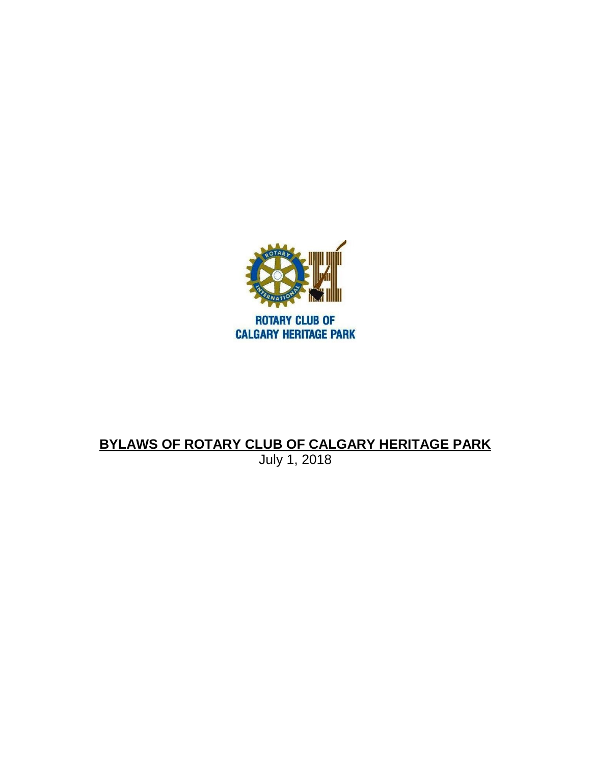ROTARY CLUB OF
CALGARY HERITAGE PARK

# BYLAWS OF ROTARY CLUB OF CALGARY HERITAGE PARK

July 1, 2018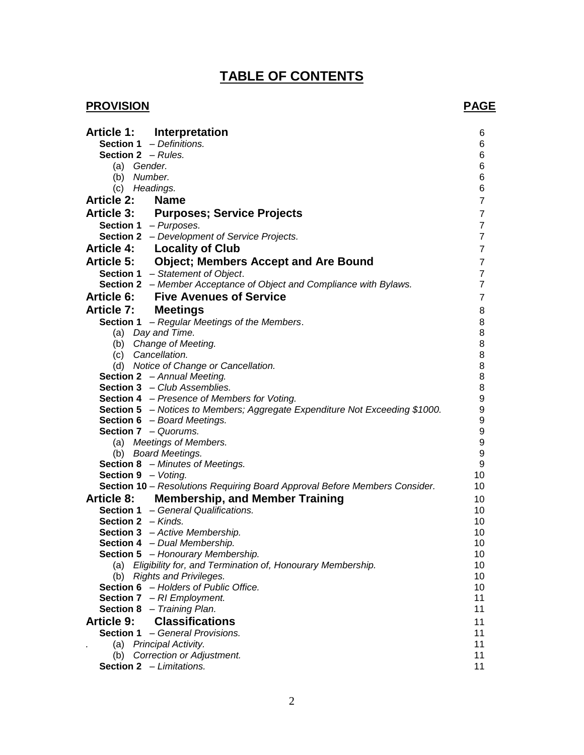# TABLE OF CONTENTS

| PROVISION | PAGE |
|---|---|
| **Article 1: Interpretation** | 6 |
| **Section 1** – *Definitions.* | 6 |
| **Section 2** – *Rules.* | 6 |
| (a) *Gender.* | 6 |
| (b) *Number.* | 6 |
| (c) *Headings.* | 6 |
| **Article 2: Name** | 7 |
| **Article 3: Purposes; Service Projects** | 7 |
| **Section 1** – *Purposes.* | 7 |
| **Section 2** – *Development of Service Projects.* | 7 |
| **Article 4: Locality of Club** | 7 |
| **Article 5: Object; Members Accept and Are Bound** | 7 |
| **Section 1** – *Statement of Object.* | 7 |
| **Section 2** – *Member Acceptance of Object and Compliance with Bylaws.* | 7 |
| **Article 6: Five Avenues of Service** | 7 |
| **Article 7: Meetings** | 8 |
| **Section 1** – *Regular Meetings of the Members.* | 8 |
| (a) *Day and Time.* | 8 |
| (b) *Change of Meeting.* | 8 |
| (c) *Cancellation.* | 8 |
| (d) *Notice of Change or Cancellation.* | 8 |
| **Section 2** – *Annual Meeting.* | 8 |
| **Section 3** – *Club Assemblies.* | 8 |
| **Section 4** – *Presence of Members for Voting.* | 9 |
| **Section 5** – *Notices to Members; Aggregate Expenditure Not Exceeding $1000.* | 9 |
| **Section 6** – *Board Meetings.* | 9 |
| **Section 7** – *Quorums.* | 9 |
| (a) *Meetings of Members.* | 9 |
| (b) *Board Meetings.* | 9 |
| **Section 8** – *Minutes of Meetings.* | 9 |
| **Section 9** – *Voting.* | 10 |
| **Section 10** – *Resolutions Requiring Board Approval Before Members Consider.* | 10 |
| **Article 8: Membership, and Member Training** | 10 |
| **Section 1** – *General Qualifications.* | 10 |
| **Section 2** – *Kinds.* | 10 |
| **Section 3** – *Active Membership.* | 10 |
| **Section 4** – *Dual Membership.* | 10 |
| **Section 5** – *Honourary Membership.* | 10 |
| (a) *Eligibility for, and Termination of, Honourary Membership.* | 10 |
| (b) *Rights and Privileges.* | 10 |
| **Section 6** – *Holders of Public Office.* | 10 |
| **Section 7** – *RI Employment.* | 11 |
| **Section 8** – *Training Plan.* | 11 |
| **Article 9: Classifications** | 11 |
| **Section 1** – *General Provisions.* | 11 |
| (a) *Principal Activity.* | 11 |
| (b) *Correction or Adjustment.* | 11 |
| **Section 2** – *Limitations.* | 11 |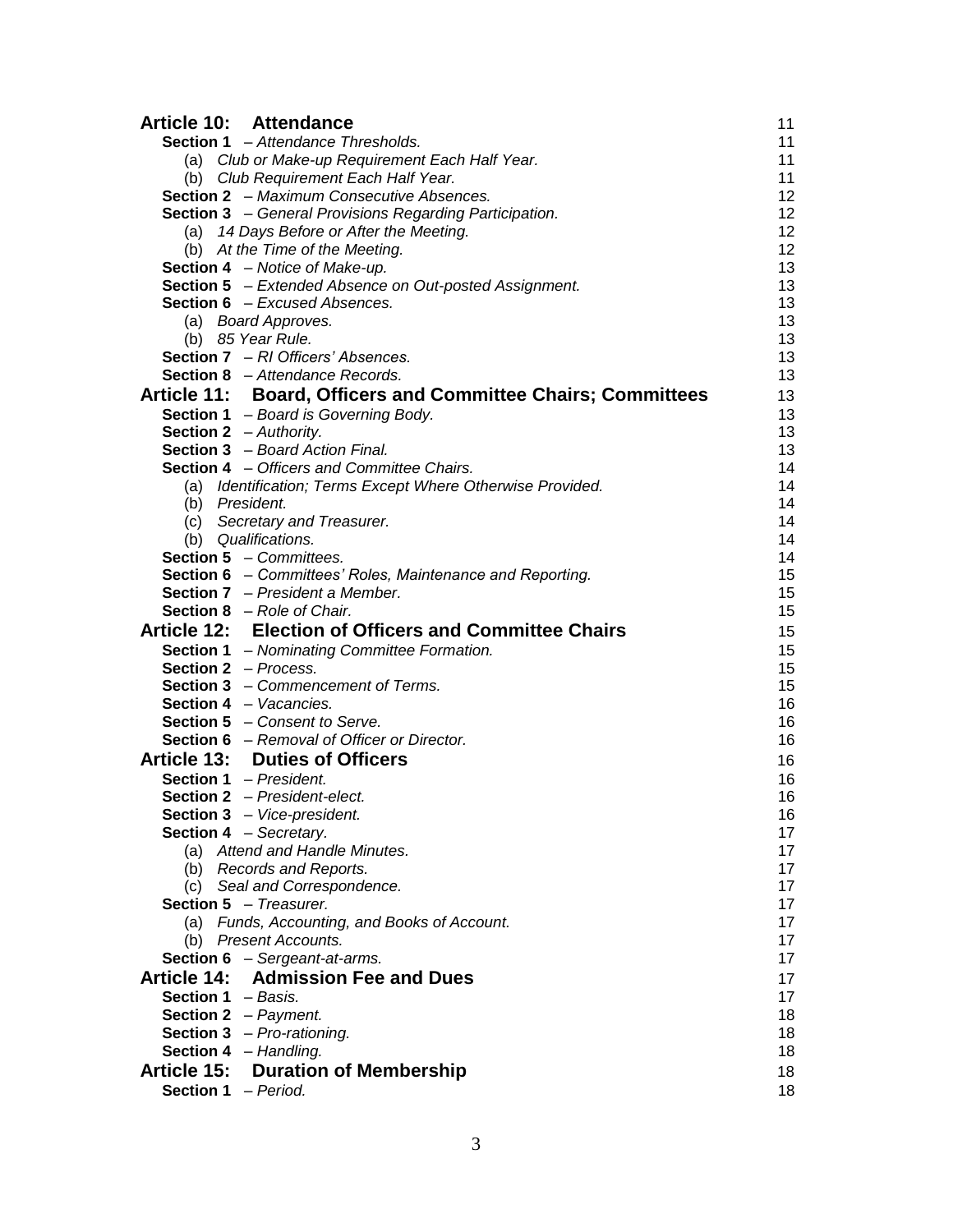| | |
|---|---|
| **Article 10: Attendance** | 11 |
| **Section 1** – *Attendance Thresholds.* | 11 |
| (a) *Club or Make-up Requirement Each Half Year.* | 11 |
| (b) *Club Requirement Each Half Year.* | 11 |
| **Section 2** – *Maximum Consecutive Absences.* | 12 |
| **Section 3** – *General Provisions Regarding Participation.* | 12 |
| (a) *14 Days Before or After the Meeting.* | 12 |
| (b) *At the Time of the Meeting.* | 12 |
| **Section 4** – *Notice of Make-up.* | 13 |
| **Section 5** – *Extended Absence on Out-posted Assignment.* | 13 |
| **Section 6** – *Excused Absences.* | 13 |
| (a) *Board Approves.* | 13 |
| (b) *85 Year Rule.* | 13 |
| **Section 7** – *RI Officers' Absences.* | 13 |
| **Section 8** – *Attendance Records.* | 13 |
| **Article 11: Board, Officers and Committee Chairs; Committees** | 13 |
| **Section 1** – *Board is Governing Body.* | 13 |
| **Section 2** – *Authority.* | 13 |
| **Section 3** – *Board Action Final.* | 13 |
| **Section 4** – *Officers and Committee Chairs.* | 14 |
| (a) *Identification; Terms Except Where Otherwise Provided.* | 14 |
| (b) *President.* | 14 |
| (c) *Secretary and Treasurer.* | 14 |
| (b) *Qualifications.* | 14 |
| **Section 5** – *Committees.* | 14 |
| **Section 6** – *Committees' Roles, Maintenance and Reporting.* | 15 |
| **Section 7** – *President a Member.* | 15 |
| **Section 8** – *Role of Chair.* | 15 |
| **Article 12: Election of Officers and Committee Chairs** | 15 |
| **Section 1** – *Nominating Committee Formation.* | 15 |
| **Section 2** – *Process.* | 15 |
| **Section 3** – *Commencement of Terms.* | 15 |
| **Section 4** – *Vacancies.* | 16 |
| **Section 5** – *Consent to Serve.* | 16 |
| **Section 6** – *Removal of Officer or Director.* | 16 |
| **Article 13: Duties of Officers** | 16 |
| **Section 1** – *President.* | 16 |
| **Section 2** – *President-elect.* | 16 |
| **Section 3** – *Vice-president.* | 16 |
| **Section 4** – *Secretary.* | 17 |
| (a) *Attend and Handle Minutes.* | 17 |
| (b) *Records and Reports.* | 17 |
| (c) *Seal and Correspondence.* | 17 |
| **Section 5** – *Treasurer.* | 17 |
| (a) *Funds, Accounting, and Books of Account.* | 17 |
| (b) *Present Accounts.* | 17 |
| **Section 6** – *Sergeant-at-arms.* | 17 |
| **Article 14: Admission Fee and Dues** | 17 |
| **Section 1** – *Basis.* | 17 |
| **Section 2** – *Payment.* | 18 |
| **Section 3** – *Pro-rationing.* | 18 |
| **Section 4** – *Handling.* | 18 |
| **Article 15: Duration of Membership** | 18 |
| **Section 1** – *Period.* | 18 |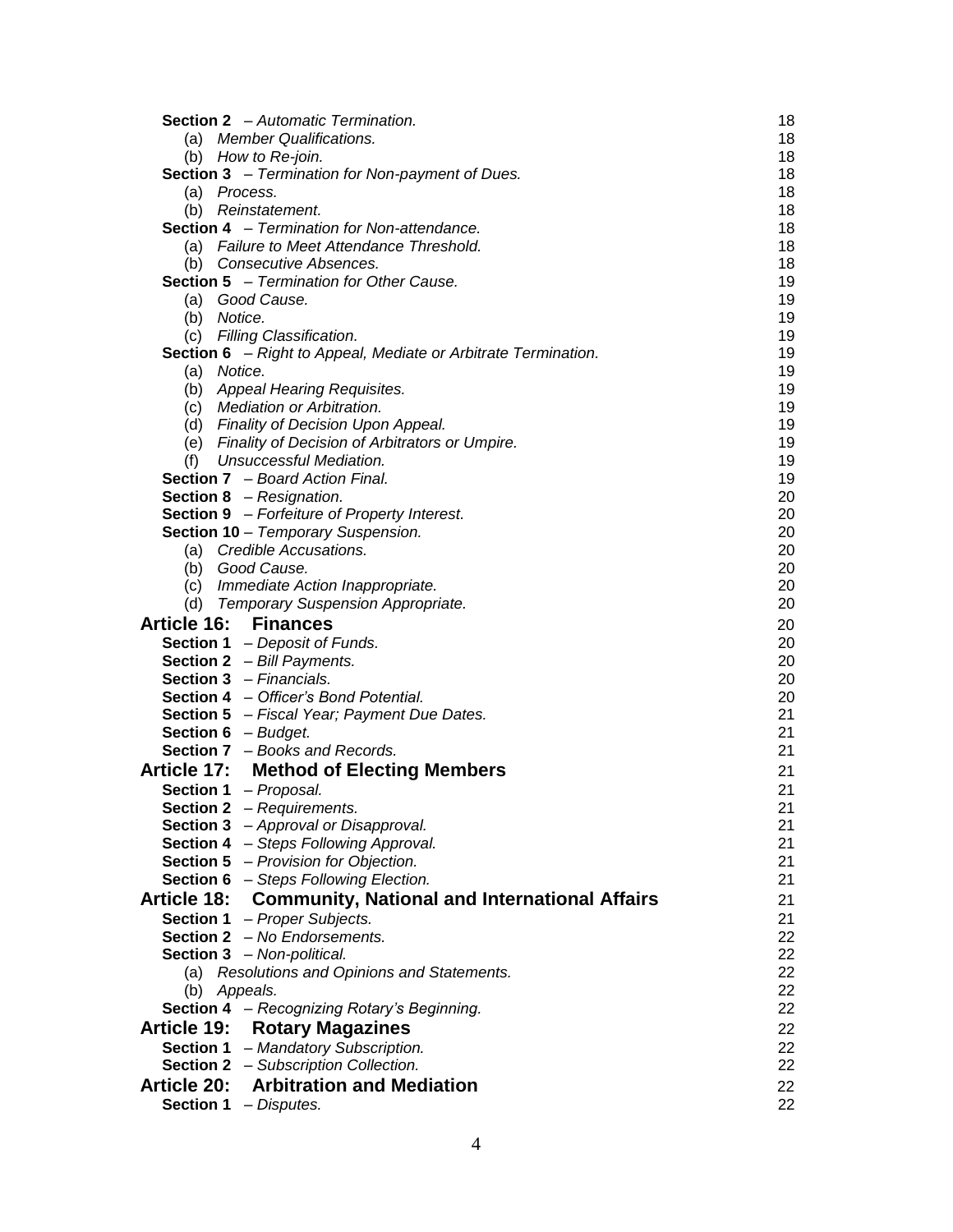**Section 2** – *Automatic Termination.* 18
- (a) *Member Qualifications.* 18
- (b) *How to Re-join.* 18

**Section 3** – *Termination for Non-payment of Dues.* 18
- (a) *Process.* 18
- (b) *Reinstatement.* 18

**Section 4** – *Termination for Non-attendance.* 18
- (a) *Failure to Meet Attendance Threshold.* 18
- (b) *Consecutive Absences.* 18

**Section 5** – *Termination for Other Cause.* 19
- (a) *Good Cause.* 19
- (b) *Notice.* 19
- (c) *Filling Classification.* 19

**Section 6** – *Right to Appeal, Mediate or Arbitrate Termination.* 19
- (a) *Notice.* 19
- (b) *Appeal Hearing Requisites.* 19
- (c) *Mediation or Arbitration.* 19
- (d) *Finality of Decision Upon Appeal.* 19
- (e) *Finality of Decision of Arbitrators or Umpire.* 19
- (f) *Unsuccessful Mediation.* 19

**Section 7** – *Board Action Final.* 19

**Section 8** – *Resignation.* 20

**Section 9** – *Forfeiture of Property Interest.* 20

**Section 10** – *Temporary Suspension.* 20
- (a) *Credible Accusations.* 20
- (b) *Good Cause.* 20
- (c) *Immediate Action Inappropriate.* 20
- (d) *Temporary Suspension Appropriate.* 20

## Article 16: Finances 20

**Section 1** – *Deposit of Funds.* 20

**Section 2** – *Bill Payments.* 20

**Section 3** – *Financials.* 20

**Section 4** – *Officer's Bond Potential.* 20

**Section 5** – *Fiscal Year; Payment Due Dates.* 21

**Section 6** – *Budget.* 21

**Section 7** – *Books and Records.* 21

## Article 17: Method of Electing Members 21

**Section 1** – *Proposal.* 21

**Section 2** – *Requirements.* 21

**Section 3** – *Approval or Disapproval.* 21

**Section 4** – *Steps Following Approval.* 21

**Section 5** – *Provision for Objection.* 21

**Section 6** – *Steps Following Election.* 21

## Article 18: Community, National and International Affairs 21

**Section 1** – *Proper Subjects.* 21

**Section 2** – *No Endorsements.* 22

**Section 3** – *Non-political.* 22
- (a) *Resolutions and Opinions and Statements.* 22
- (b) *Appeals.* 22

**Section 4** – *Recognizing Rotary's Beginning.* 22

## Article 19: Rotary Magazines 22

**Section 1** – *Mandatory Subscription.* 22

**Section 2** – *Subscription Collection.* 22

## Article 20: Arbitration and Mediation 22

**Section 1** – *Disputes.* 22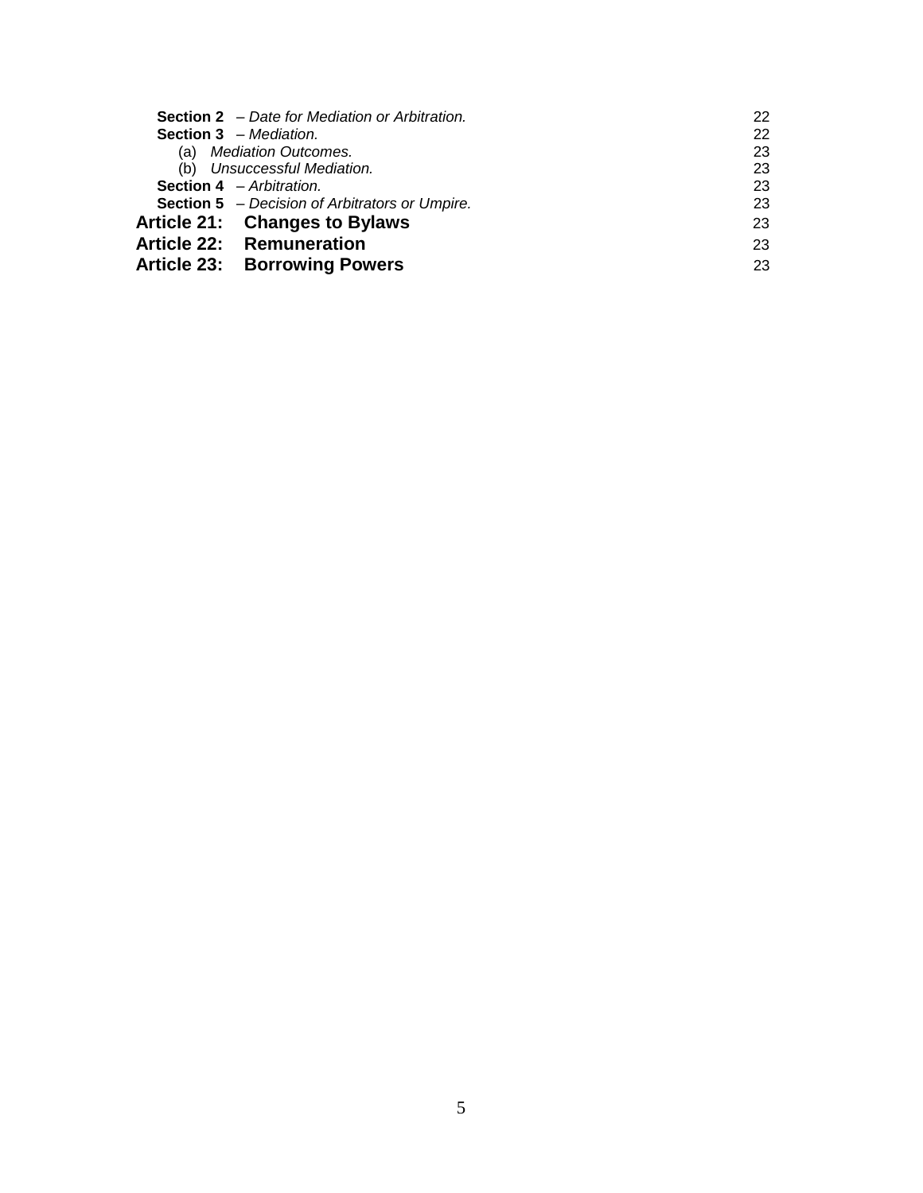**Section 2** – *Date for Mediation or Arbitration.* 22
**Section 3** – *Mediation.* 22
(a) *Mediation Outcomes.* 23
(b) *Unsuccessful Mediation.* 23
**Section 4** – *Arbitration.* 23
**Section 5** – *Decision of Arbitrators or Umpire.* 23

**Article 21: Changes to Bylaws** 23

**Article 22: Remuneration** 23

**Article 23: Borrowing Powers** 23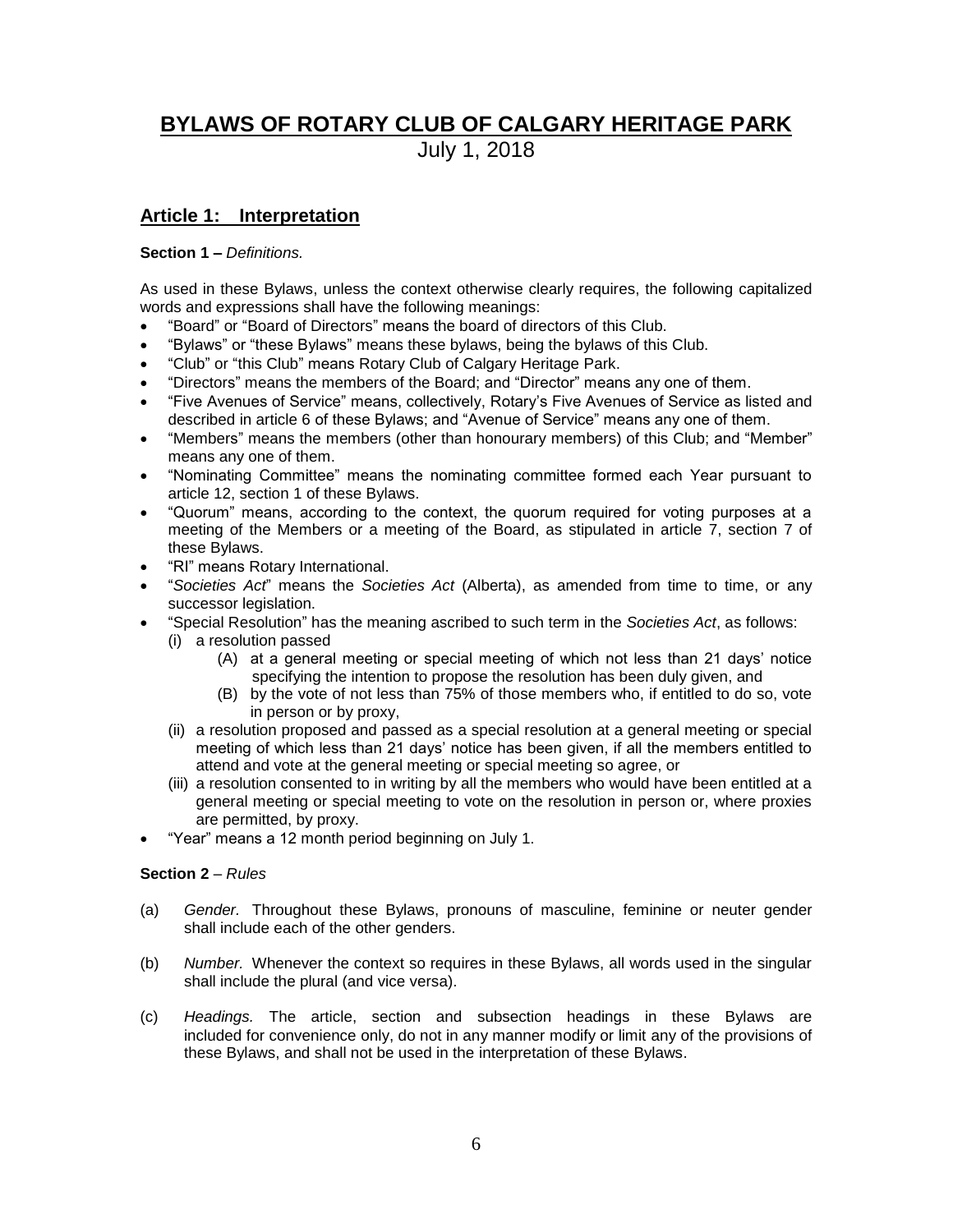# BYLAWS OF ROTARY CLUB OF CALGARY HERITAGE PARK

July 1, 2018

## Article 1: Interpretation

**Section 1 –** *Definitions.*

As used in these Bylaws, unless the context otherwise clearly requires, the following capitalized words and expressions shall have the following meanings:

- "Board" or "Board of Directors" means the board of directors of this Club.
- "Bylaws" or "these Bylaws" means these bylaws, being the bylaws of this Club.
- "Club" or "this Club" means Rotary Club of Calgary Heritage Park.
- "Directors" means the members of the Board; and "Director" means any one of them.
- "Five Avenues of Service" means, collectively, Rotary's Five Avenues of Service as listed and described in article 6 of these Bylaws; and "Avenue of Service" means any one of them.
- "Members" means the members (other than honourary members) of this Club; and "Member" means any one of them.
- "Nominating Committee" means the nominating committee formed each Year pursuant to article 12, section 1 of these Bylaws.
- "Quorum" means, according to the context, the quorum required for voting purposes at a meeting of the Members or a meeting of the Board, as stipulated in article 7, section 7 of these Bylaws.
- "RI" means Rotary International.
- "*Societies Act*" means the *Societies Act* (Alberta), as amended from time to time, or any successor legislation.
- "Special Resolution" has the meaning ascribed to such term in the *Societies Act*, as follows:
  - (i) a resolution passed
    - (A) at a general meeting or special meeting of which not less than 21 days' notice specifying the intention to propose the resolution has been duly given, and
    - (B) by the vote of not less than 75% of those members who, if entitled to do so, vote in person or by proxy,
  - (ii) a resolution proposed and passed as a special resolution at a general meeting or special meeting of which less than 21 days' notice has been given, if all the members entitled to attend and vote at the general meeting or special meeting so agree, or
  - (iii) a resolution consented to in writing by all the members who would have been entitled at a general meeting or special meeting to vote on the resolution in person or, where proxies are permitted, by proxy.
- "Year" means a 12 month period beginning on July 1.

**Section 2** – *Rules*

(a) *Gender.* Throughout these Bylaws, pronouns of masculine, feminine or neuter gender shall include each of the other genders.

(b) *Number.* Whenever the context so requires in these Bylaws, all words used in the singular shall include the plural (and vice versa).

(c) *Headings.* The article, section and subsection headings in these Bylaws are included for convenience only, do not in any manner modify or limit any of the provisions of these Bylaws, and shall not be used in the interpretation of these Bylaws.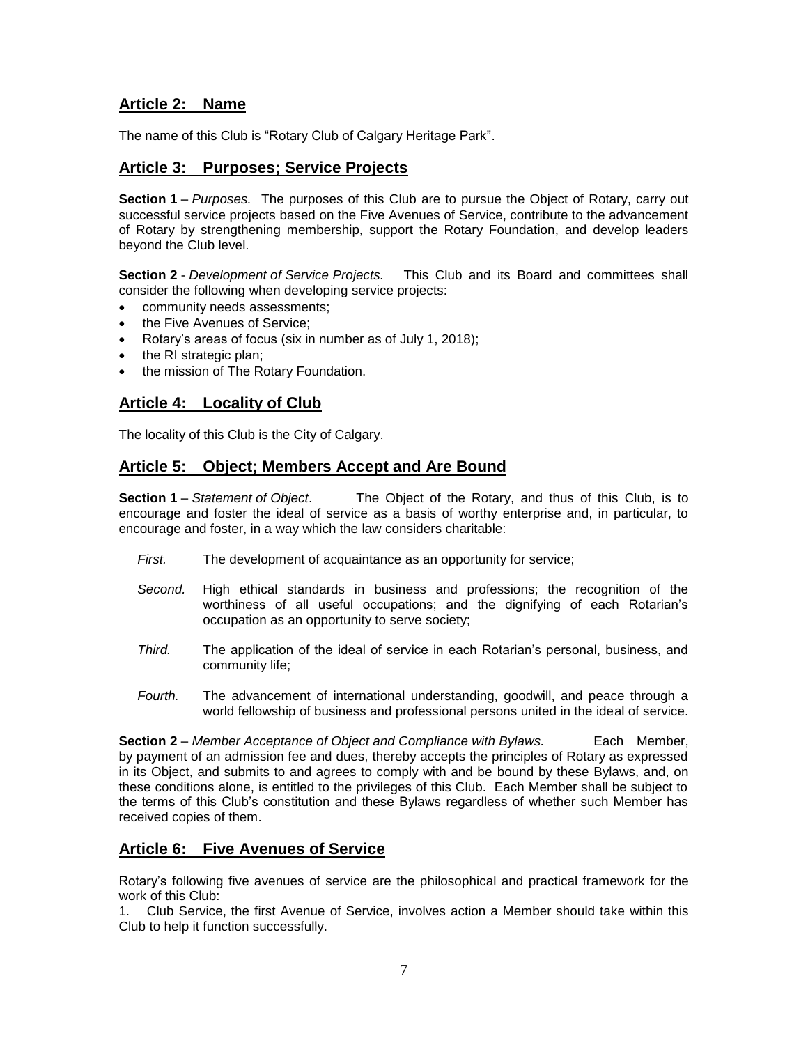## Article 2: Name

The name of this Club is "Rotary Club of Calgary Heritage Park".

## Article 3: Purposes; Service Projects

**Section 1** – *Purposes.* The purposes of this Club are to pursue the Object of Rotary, carry out successful service projects based on the Five Avenues of Service, contribute to the advancement of Rotary by strengthening membership, support the Rotary Foundation, and develop leaders beyond the Club level.

**Section 2** - *Development of Service Projects.* This Club and its Board and committees shall consider the following when developing service projects:

- community needs assessments;
- the Five Avenues of Service;
- Rotary's areas of focus (six in number as of July 1, 2018);
- the RI strategic plan;
- the mission of The Rotary Foundation.

## Article 4: Locality of Club

The locality of this Club is the City of Calgary.

## Article 5: Object; Members Accept and Are Bound

**Section 1** – *Statement of Object*. The Object of the Rotary, and thus of this Club, is to encourage and foster the ideal of service as a basis of worthy enterprise and, in particular, to encourage and foster, in a way which the law considers charitable:

*First.* The development of acquaintance as an opportunity for service;

*Second.* High ethical standards in business and professions; the recognition of the worthiness of all useful occupations; and the dignifying of each Rotarian's occupation as an opportunity to serve society;

*Third.* The application of the ideal of service in each Rotarian's personal, business, and community life;

*Fourth.* The advancement of international understanding, goodwill, and peace through a world fellowship of business and professional persons united in the ideal of service.

**Section 2** – *Member Acceptance of Object and Compliance with Bylaws.* Each Member, by payment of an admission fee and dues, thereby accepts the principles of Rotary as expressed in its Object, and submits to and agrees to comply with and be bound by these Bylaws, and, on these conditions alone, is entitled to the privileges of this Club. Each Member shall be subject to the terms of this Club's constitution and these Bylaws regardless of whether such Member has received copies of them.

## Article 6: Five Avenues of Service

Rotary's following five avenues of service are the philosophical and practical framework for the work of this Club:

1. Club Service, the first Avenue of Service, involves action a Member should take within this Club to help it function successfully.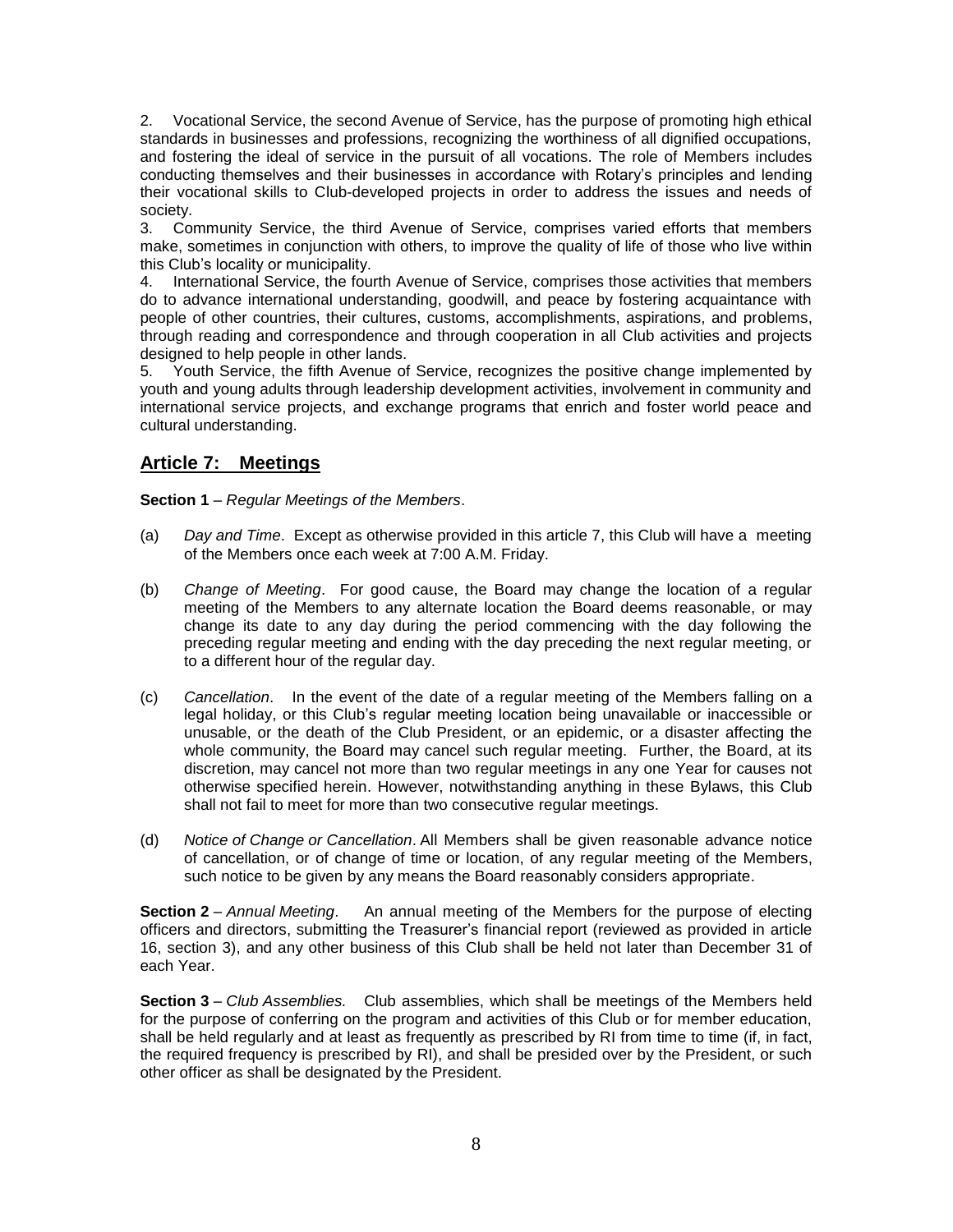2. Vocational Service, the second Avenue of Service, has the purpose of promoting high ethical standards in businesses and professions, recognizing the worthiness of all dignified occupations, and fostering the ideal of service in the pursuit of all vocations. The role of Members includes conducting themselves and their businesses in accordance with Rotary's principles and lending their vocational skills to Club-developed projects in order to address the issues and needs of society.
3. Community Service, the third Avenue of Service, comprises varied efforts that members make, sometimes in conjunction with others, to improve the quality of life of those who live within this Club's locality or municipality.
4. International Service, the fourth Avenue of Service, comprises those activities that members do to advance international understanding, goodwill, and peace by fostering acquaintance with people of other countries, their cultures, customs, accomplishments, aspirations, and problems, through reading and correspondence and through cooperation in all Club activities and projects designed to help people in other lands.
5. Youth Service, the fifth Avenue of Service, recognizes the positive change implemented by youth and young adults through leadership development activities, involvement in community and international service projects, and exchange programs that enrich and foster world peace and cultural understanding.

## Article 7: Meetings

**Section 1** – *Regular Meetings of the Members*.

(a) *Day and Time*. Except as otherwise provided in this article 7, this Club will have a meeting of the Members once each week at 7:00 A.M. Friday.

(b) *Change of Meeting*. For good cause, the Board may change the location of a regular meeting of the Members to any alternate location the Board deems reasonable, or may change its date to any day during the period commencing with the day following the preceding regular meeting and ending with the day preceding the next regular meeting, or to a different hour of the regular day.

(c) *Cancellation*. In the event of the date of a regular meeting of the Members falling on a legal holiday, or this Club's regular meeting location being unavailable or inaccessible or unusable, or the death of the Club President, or an epidemic, or a disaster affecting the whole community, the Board may cancel such regular meeting. Further, the Board, at its discretion, may cancel not more than two regular meetings in any one Year for causes not otherwise specified herein. However, notwithstanding anything in these Bylaws, this Club shall not fail to meet for more than two consecutive regular meetings.

(d) *Notice of Change or Cancellation*. All Members shall be given reasonable advance notice of cancellation, or of change of time or location, of any regular meeting of the Members, such notice to be given by any means the Board reasonably considers appropriate.

**Section 2** – *Annual Meeting*. An annual meeting of the Members for the purpose of electing officers and directors, submitting the Treasurer's financial report (reviewed as provided in article 16, section 3), and any other business of this Club shall be held not later than December 31 of each Year.

**Section 3** – *Club Assemblies.* Club assemblies, which shall be meetings of the Members held for the purpose of conferring on the program and activities of this Club or for member education, shall be held regularly and at least as frequently as prescribed by RI from time to time (if, in fact, the required frequency is prescribed by RI), and shall be presided over by the President, or such other officer as shall be designated by the President.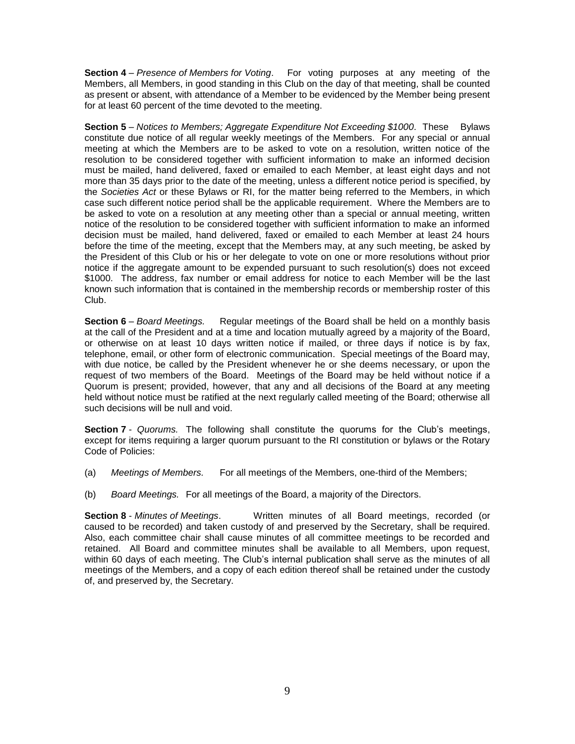**Section 4** – *Presence of Members for Voting*. For voting purposes at any meeting of the Members, all Members, in good standing in this Club on the day of that meeting, shall be counted as present or absent, with attendance of a Member to be evidenced by the Member being present for at least 60 percent of the time devoted to the meeting.

**Section 5** – *Notices to Members; Aggregate Expenditure Not Exceeding $1000*. These Bylaws constitute due notice of all regular weekly meetings of the Members. For any special or annual meeting at which the Members are to be asked to vote on a resolution, written notice of the resolution to be considered together with sufficient information to make an informed decision must be mailed, hand delivered, faxed or emailed to each Member, at least eight days and not more than 35 days prior to the date of the meeting, unless a different notice period is specified, by the *Societies Act* or these Bylaws or RI, for the matter being referred to the Members, in which case such different notice period shall be the applicable requirement. Where the Members are to be asked to vote on a resolution at any meeting other than a special or annual meeting, written notice of the resolution to be considered together with sufficient information to make an informed decision must be mailed, hand delivered, faxed or emailed to each Member at least 24 hours before the time of the meeting, except that the Members may, at any such meeting, be asked by the President of this Club or his or her delegate to vote on one or more resolutions without prior notice if the aggregate amount to be expended pursuant to such resolution(s) does not exceed $1000. The address, fax number or email address for notice to each Member will be the last known such information that is contained in the membership records or membership roster of this Club.

**Section 6** – *Board Meetings.* Regular meetings of the Board shall be held on a monthly basis at the call of the President and at a time and location mutually agreed by a majority of the Board, or otherwise on at least 10 days written notice if mailed, or three days if notice is by fax, telephone, email, or other form of electronic communication. Special meetings of the Board may, with due notice, be called by the President whenever he or she deems necessary, or upon the request of two members of the Board. Meetings of the Board may be held without notice if a Quorum is present; provided, however, that any and all decisions of the Board at any meeting held without notice must be ratified at the next regularly called meeting of the Board; otherwise all such decisions will be null and void.

**Section 7** - *Quorums.* The following shall constitute the quorums for the Club's meetings, except for items requiring a larger quorum pursuant to the RI constitution or bylaws or the Rotary Code of Policies:

(a) *Meetings of Members.* For all meetings of the Members, one-third of the Members;

(b) *Board Meetings.* For all meetings of the Board, a majority of the Directors.

**Section 8** - *Minutes of Meetings*. Written minutes of all Board meetings, recorded (or caused to be recorded) and taken custody of and preserved by the Secretary, shall be required. Also, each committee chair shall cause minutes of all committee meetings to be recorded and retained. All Board and committee minutes shall be available to all Members, upon request, within 60 days of each meeting. The Club's internal publication shall serve as the minutes of all meetings of the Members, and a copy of each edition thereof shall be retained under the custody of, and preserved by, the Secretary.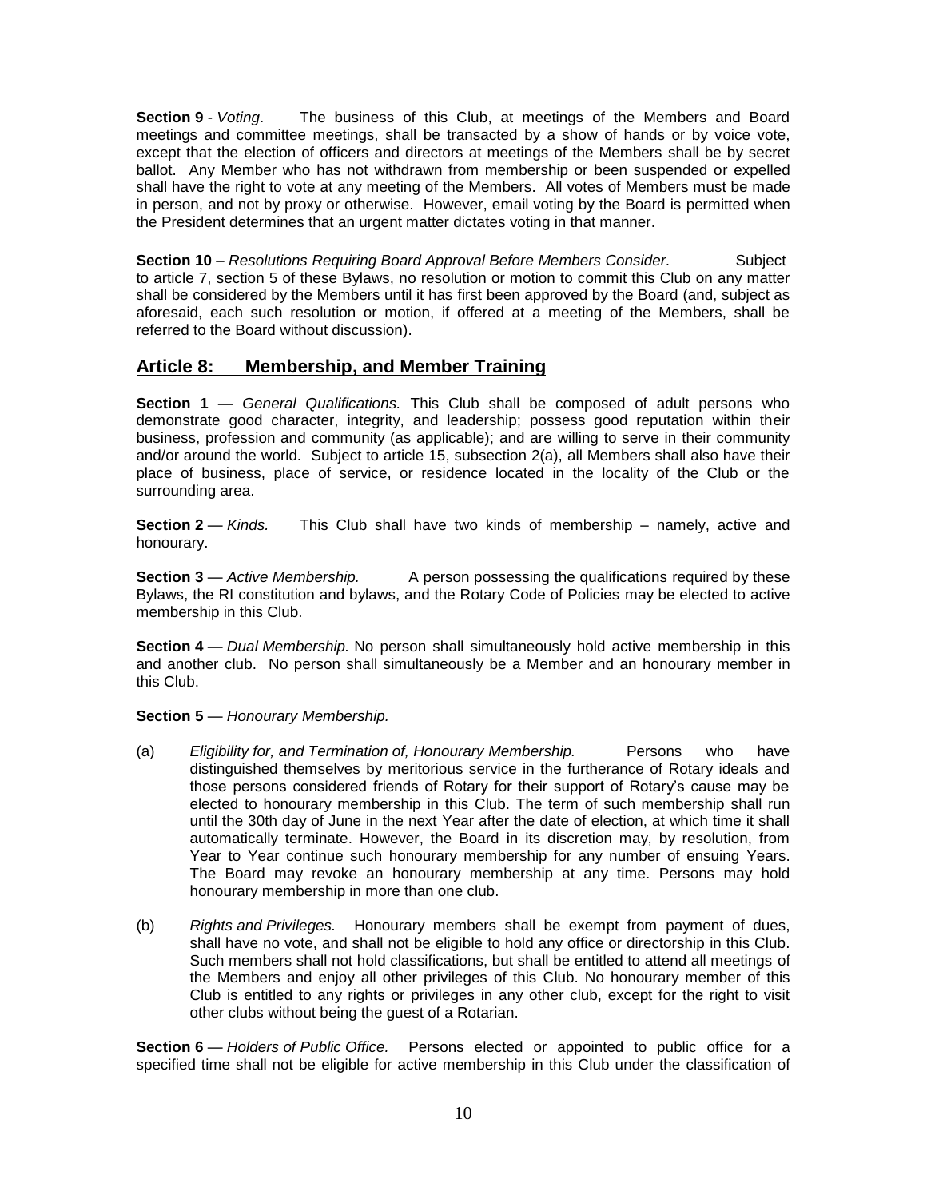**Section 9** - *Voting*. The business of this Club, at meetings of the Members and Board meetings and committee meetings, shall be transacted by a show of hands or by voice vote, except that the election of officers and directors at meetings of the Members shall be by secret ballot. Any Member who has not withdrawn from membership or been suspended or expelled shall have the right to vote at any meeting of the Members. All votes of Members must be made in person, and not by proxy or otherwise. However, email voting by the Board is permitted when the President determines that an urgent matter dictates voting in that manner.

**Section 10** – *Resolutions Requiring Board Approval Before Members Consider*. Subject to article 7, section 5 of these Bylaws, no resolution or motion to commit this Club on any matter shall be considered by the Members until it has first been approved by the Board (and, subject as aforesaid, each such resolution or motion, if offered at a meeting of the Members, shall be referred to the Board without discussion).

## Article 8: Membership, and Member Training

**Section 1** — *General Qualifications.* This Club shall be composed of adult persons who demonstrate good character, integrity, and leadership; possess good reputation within their business, profession and community (as applicable); and are willing to serve in their community and/or around the world. Subject to article 15, subsection 2(a), all Members shall also have their place of business, place of service, or residence located in the locality of the Club or the surrounding area.

**Section 2** — *Kinds.* This Club shall have two kinds of membership – namely, active and honourary.

**Section 3** — *Active Membership.* A person possessing the qualifications required by these Bylaws, the RI constitution and bylaws, and the Rotary Code of Policies may be elected to active membership in this Club.

**Section 4** — *Dual Membership.* No person shall simultaneously hold active membership in this and another club. No person shall simultaneously be a Member and an honourary member in this Club.

**Section 5** — *Honourary Membership.*

(a) *Eligibility for, and Termination of, Honourary Membership.* Persons who have distinguished themselves by meritorious service in the furtherance of Rotary ideals and those persons considered friends of Rotary for their support of Rotary's cause may be elected to honourary membership in this Club. The term of such membership shall run until the 30th day of June in the next Year after the date of election, at which time it shall automatically terminate. However, the Board in its discretion may, by resolution, from Year to Year continue such honourary membership for any number of ensuing Years. The Board may revoke an honourary membership at any time. Persons may hold honourary membership in more than one club.

(b) *Rights and Privileges.* Honourary members shall be exempt from payment of dues, shall have no vote, and shall not be eligible to hold any office or directorship in this Club. Such members shall not hold classifications, but shall be entitled to attend all meetings of the Members and enjoy all other privileges of this Club. No honourary member of this Club is entitled to any rights or privileges in any other club, except for the right to visit other clubs without being the guest of a Rotarian.

**Section 6** — *Holders of Public Office.* Persons elected or appointed to public office for a specified time shall not be eligible for active membership in this Club under the classification of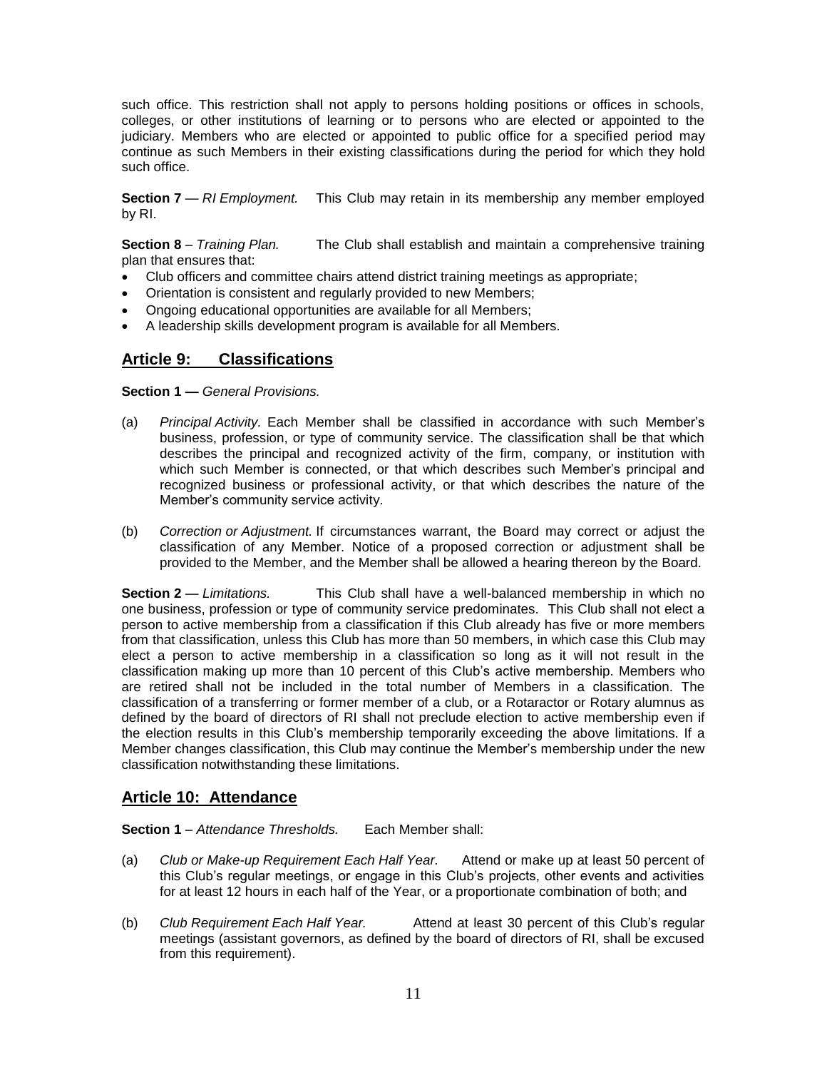such office. This restriction shall not apply to persons holding positions or offices in schools, colleges, or other institutions of learning or to persons who are elected or appointed to the judiciary. Members who are elected or appointed to public office for a specified period may continue as such Members in their existing classifications during the period for which they hold such office.

**Section 7** — *RI Employment.* This Club may retain in its membership any member employed by RI.

**Section 8** – *Training Plan.* The Club shall establish and maintain a comprehensive training plan that ensures that:

- Club officers and committee chairs attend district training meetings as appropriate;
- Orientation is consistent and regularly provided to new Members;
- Ongoing educational opportunities are available for all Members;
- A leadership skills development program is available for all Members.

## Article 9: Classifications

**Section 1 —** *General Provisions.*

(a) *Principal Activity.* Each Member shall be classified in accordance with such Member's business, profession, or type of community service. The classification shall be that which describes the principal and recognized activity of the firm, company, or institution with which such Member is connected, or that which describes such Member's principal and recognized business or professional activity, or that which describes the nature of the Member's community service activity.

(b) *Correction or Adjustment.* If circumstances warrant, the Board may correct or adjust the classification of any Member. Notice of a proposed correction or adjustment shall be provided to the Member, and the Member shall be allowed a hearing thereon by the Board.

**Section 2** — *Limitations.* This Club shall have a well-balanced membership in which no one business, profession or type of community service predominates. This Club shall not elect a person to active membership from a classification if this Club already has five or more members from that classification, unless this Club has more than 50 members, in which case this Club may elect a person to active membership in a classification so long as it will not result in the classification making up more than 10 percent of this Club's active membership. Members who are retired shall not be included in the total number of Members in a classification. The classification of a transferring or former member of a club, or a Rotaractor or Rotary alumnus as defined by the board of directors of RI shall not preclude election to active membership even if the election results in this Club's membership temporarily exceeding the above limitations. If a Member changes classification, this Club may continue the Member's membership under the new classification notwithstanding these limitations.

## Article 10: Attendance

**Section 1** – *Attendance Thresholds.* Each Member shall:

(a) *Club or Make-up Requirement Each Half Year.* Attend or make up at least 50 percent of this Club's regular meetings, or engage in this Club's projects, other events and activities for at least 12 hours in each half of the Year, or a proportionate combination of both; and

(b) *Club Requirement Each Half Year.* Attend at least 30 percent of this Club's regular meetings (assistant governors, as defined by the board of directors of RI, shall be excused from this requirement).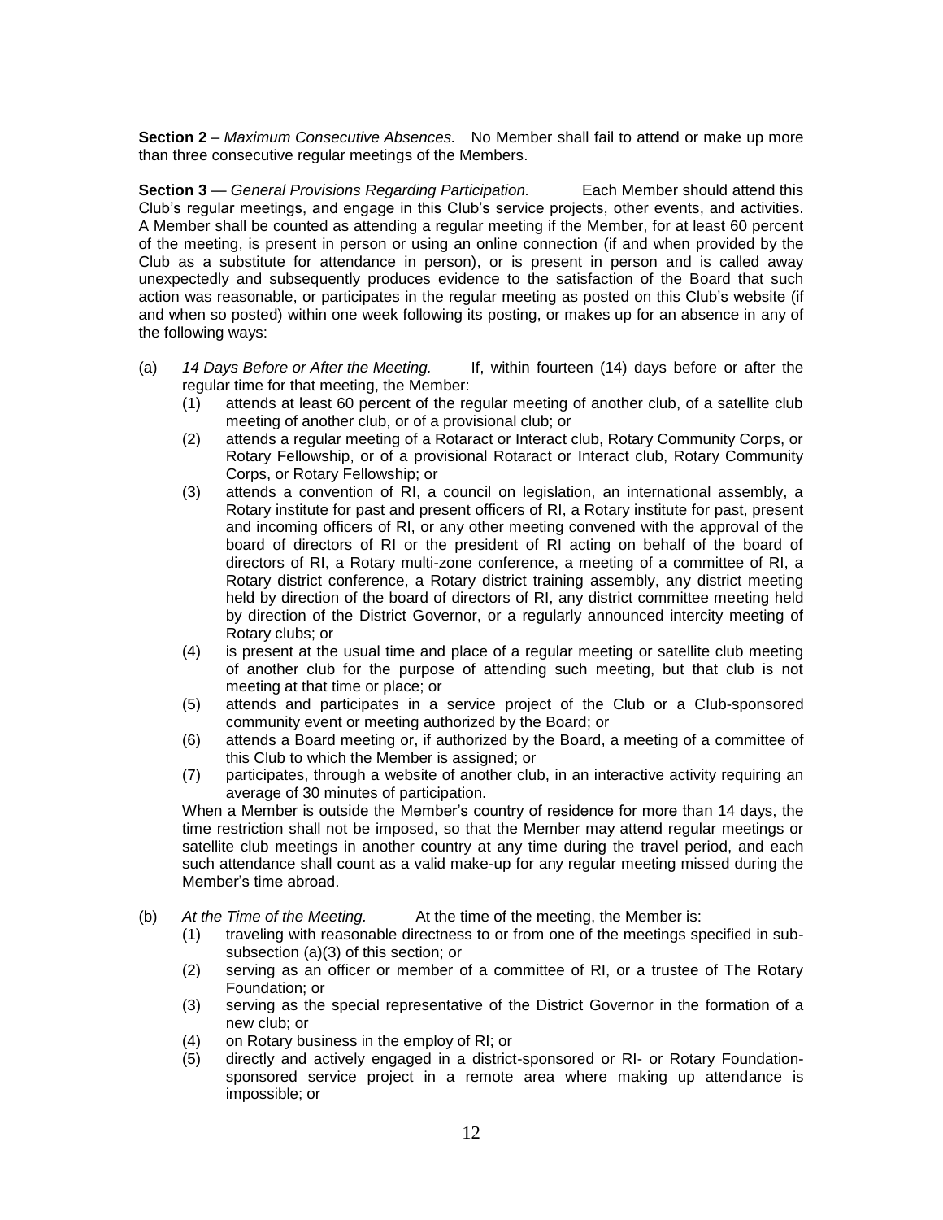**Section 2** – *Maximum Consecutive Absences.* No Member shall fail to attend or make up more than three consecutive regular meetings of the Members.

**Section 3** — *General Provisions Regarding Participation.* Each Member should attend this Club's regular meetings, and engage in this Club's service projects, other events, and activities. A Member shall be counted as attending a regular meeting if the Member, for at least 60 percent of the meeting, is present in person or using an online connection (if and when provided by the Club as a substitute for attendance in person), or is present in person and is called away unexpectedly and subsequently produces evidence to the satisfaction of the Board that such action was reasonable, or participates in the regular meeting as posted on this Club's website (if and when so posted) within one week following its posting, or makes up for an absence in any of the following ways:

(a) *14 Days Before or After the Meeting.* If, within fourteen (14) days before or after the regular time for that meeting, the Member:

  (1) attends at least 60 percent of the regular meeting of another club, of a satellite club meeting of another club, or of a provisional club; or

  (2) attends a regular meeting of a Rotaract or Interact club, Rotary Community Corps, or Rotary Fellowship, or of a provisional Rotaract or Interact club, Rotary Community Corps, or Rotary Fellowship; or

  (3) attends a convention of RI, a council on legislation, an international assembly, a Rotary institute for past and present officers of RI, a Rotary institute for past, present and incoming officers of RI, or any other meeting convened with the approval of the board of directors of RI or the president of RI acting on behalf of the board of directors of RI, a Rotary multi-zone conference, a meeting of a committee of RI, a Rotary district conference, a Rotary district training assembly, any district meeting held by direction of the board of directors of RI, any district committee meeting held by direction of the District Governor, or a regularly announced intercity meeting of Rotary clubs; or

  (4) is present at the usual time and place of a regular meeting or satellite club meeting of another club for the purpose of attending such meeting, but that club is not meeting at that time or place; or

  (5) attends and participates in a service project of the Club or a Club-sponsored community event or meeting authorized by the Board; or

  (6) attends a Board meeting or, if authorized by the Board, a meeting of a committee of this Club to which the Member is assigned; or

  (7) participates, through a website of another club, in an interactive activity requiring an average of 30 minutes of participation.

  When a Member is outside the Member's country of residence for more than 14 days, the time restriction shall not be imposed, so that the Member may attend regular meetings or satellite club meetings in another country at any time during the travel period, and each such attendance shall count as a valid make-up for any regular meeting missed during the Member's time abroad.

(b) *At the Time of the Meeting.* At the time of the meeting, the Member is:

  (1) traveling with reasonable directness to or from one of the meetings specified in sub-subsection (a)(3) of this section; or

  (2) serving as an officer or member of a committee of RI, or a trustee of The Rotary Foundation; or

  (3) serving as the special representative of the District Governor in the formation of a new club; or

  (4) on Rotary business in the employ of RI; or

  (5) directly and actively engaged in a district-sponsored or RI- or Rotary Foundation-sponsored service project in a remote area where making up attendance is impossible; or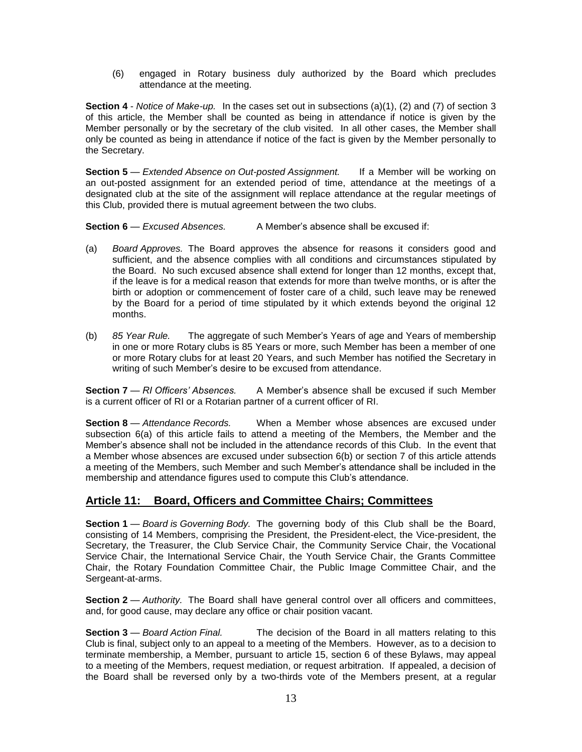(6) engaged in Rotary business duly authorized by the Board which precludes attendance at the meeting.

**Section 4** - *Notice of Make-up.* In the cases set out in subsections (a)(1), (2) and (7) of section 3 of this article, the Member shall be counted as being in attendance if notice is given by the Member personally or by the secretary of the club visited. In all other cases, the Member shall only be counted as being in attendance if notice of the fact is given by the Member personally to the Secretary.

**Section 5** — *Extended Absence on Out-posted Assignment.* If a Member will be working on an out-posted assignment for an extended period of time, attendance at the meetings of a designated club at the site of the assignment will replace attendance at the regular meetings of this Club, provided there is mutual agreement between the two clubs.

**Section 6** — *Excused Absences.* A Member's absence shall be excused if:

(a) *Board Approves.* The Board approves the absence for reasons it considers good and sufficient, and the absence complies with all conditions and circumstances stipulated by the Board. No such excused absence shall extend for longer than 12 months, except that, if the leave is for a medical reason that extends for more than twelve months, or is after the birth or adoption or commencement of foster care of a child, such leave may be renewed by the Board for a period of time stipulated by it which extends beyond the original 12 months.

(b) *85 Year Rule.* The aggregate of such Member's Years of age and Years of membership in one or more Rotary clubs is 85 Years or more, such Member has been a member of one or more Rotary clubs for at least 20 Years, and such Member has notified the Secretary in writing of such Member's desire to be excused from attendance.

**Section 7** — *RI Officers' Absences.* A Member's absence shall be excused if such Member is a current officer of RI or a Rotarian partner of a current officer of RI.

**Section 8** — *Attendance Records.* When a Member whose absences are excused under subsection 6(a) of this article fails to attend a meeting of the Members, the Member and the Member's absence shall not be included in the attendance records of this Club. In the event that a Member whose absences are excused under subsection 6(b) or section 7 of this article attends a meeting of the Members, such Member and such Member's attendance shall be included in the membership and attendance figures used to compute this Club's attendance.

## Article 11: Board, Officers and Committee Chairs; Committees

**Section 1** — *Board is Governing Body.* The governing body of this Club shall be the Board, consisting of 14 Members, comprising the President, the President-elect, the Vice-president, the Secretary, the Treasurer, the Club Service Chair, the Community Service Chair, the Vocational Service Chair, the International Service Chair, the Youth Service Chair, the Grants Committee Chair, the Rotary Foundation Committee Chair, the Public Image Committee Chair, and the Sergeant-at-arms.

**Section 2** — *Authority.* The Board shall have general control over all officers and committees, and, for good cause, may declare any office or chair position vacant.

**Section 3** — *Board Action Final.* The decision of the Board in all matters relating to this Club is final, subject only to an appeal to a meeting of the Members. However, as to a decision to terminate membership, a Member, pursuant to article 15, section 6 of these Bylaws, may appeal to a meeting of the Members, request mediation, or request arbitration. If appealed, a decision of the Board shall be reversed only by a two-thirds vote of the Members present, at a regular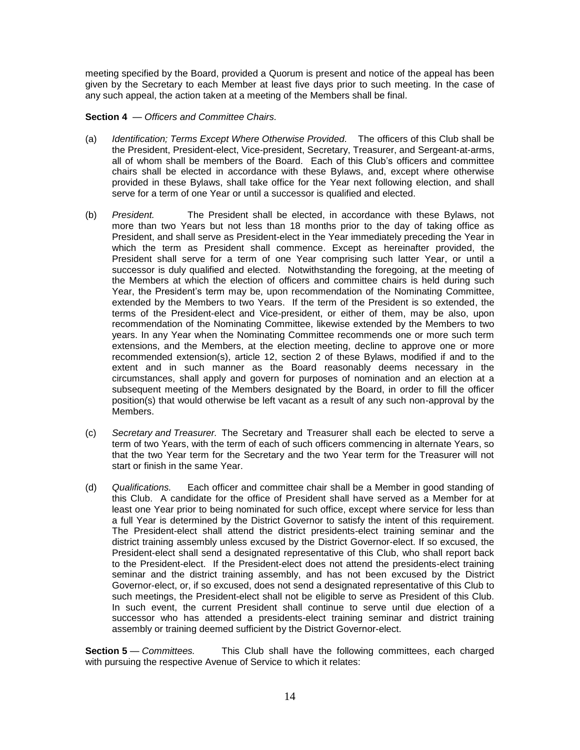meeting specified by the Board, provided a Quorum is present and notice of the appeal has been given by the Secretary to each Member at least five days prior to such meeting. In the case of any such appeal, the action taken at a meeting of the Members shall be final.

**Section 4** — *Officers and Committee Chairs.*

(a) *Identification; Terms Except Where Otherwise Provided.* The officers of this Club shall be the President, President-elect, Vice-president, Secretary, Treasurer, and Sergeant-at-arms, all of whom shall be members of the Board. Each of this Club's officers and committee chairs shall be elected in accordance with these Bylaws, and, except where otherwise provided in these Bylaws, shall take office for the Year next following election, and shall serve for a term of one Year or until a successor is qualified and elected.

(b) *President.* The President shall be elected, in accordance with these Bylaws, not more than two Years but not less than 18 months prior to the day of taking office as President, and shall serve as President-elect in the Year immediately preceding the Year in which the term as President shall commence. Except as hereinafter provided, the President shall serve for a term of one Year comprising such latter Year, or until a successor is duly qualified and elected. Notwithstanding the foregoing, at the meeting of the Members at which the election of officers and committee chairs is held during such Year, the President's term may be, upon recommendation of the Nominating Committee, extended by the Members to two Years. If the term of the President is so extended, the terms of the President-elect and Vice-president, or either of them, may be also, upon recommendation of the Nominating Committee, likewise extended by the Members to two years. In any Year when the Nominating Committee recommends one or more such term extensions, and the Members, at the election meeting, decline to approve one or more recommended extension(s), article 12, section 2 of these Bylaws, modified if and to the extent and in such manner as the Board reasonably deems necessary in the circumstances, shall apply and govern for purposes of nomination and an election at a subsequent meeting of the Members designated by the Board, in order to fill the officer position(s) that would otherwise be left vacant as a result of any such non-approval by the Members.

(c) *Secretary and Treasurer.* The Secretary and Treasurer shall each be elected to serve a term of two Years, with the term of each of such officers commencing in alternate Years, so that the two Year term for the Secretary and the two Year term for the Treasurer will not start or finish in the same Year.

(d) *Qualifications.* Each officer and committee chair shall be a Member in good standing of this Club. A candidate for the office of President shall have served as a Member for at least one Year prior to being nominated for such office, except where service for less than a full Year is determined by the District Governor to satisfy the intent of this requirement. The President-elect shall attend the district presidents-elect training seminar and the district training assembly unless excused by the District Governor-elect. If so excused, the President-elect shall send a designated representative of this Club, who shall report back to the President-elect. If the President-elect does not attend the presidents-elect training seminar and the district training assembly, and has not been excused by the District Governor-elect, or, if so excused, does not send a designated representative of this Club to such meetings, the President-elect shall not be eligible to serve as President of this Club. In such event, the current President shall continue to serve until due election of a successor who has attended a presidents-elect training seminar and district training assembly or training deemed sufficient by the District Governor-elect.

**Section 5** — *Committees.* This Club shall have the following committees, each charged with pursuing the respective Avenue of Service to which it relates: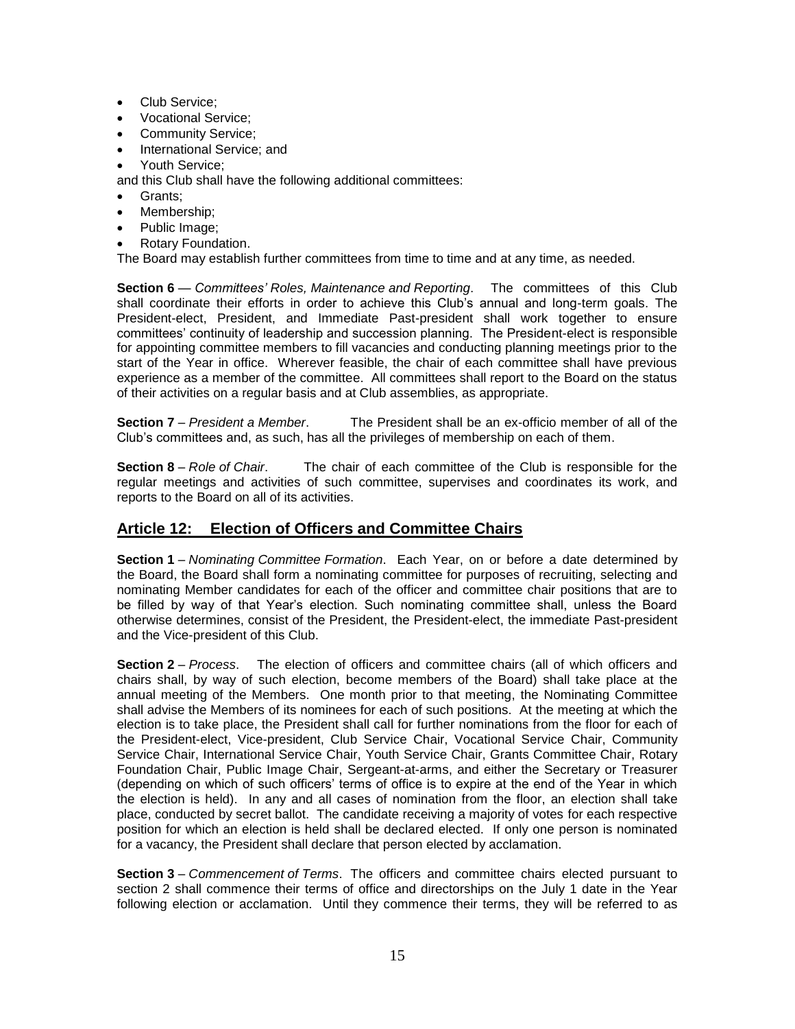- Club Service;
- Vocational Service;
- Community Service;
- International Service; and
- Youth Service;

and this Club shall have the following additional committees:

- Grants;
- Membership;
- Public Image;
- Rotary Foundation.

The Board may establish further committees from time to time and at any time, as needed.

**Section 6** — *Committees' Roles, Maintenance and Reporting*. The committees of this Club shall coordinate their efforts in order to achieve this Club's annual and long-term goals. The President-elect, President, and Immediate Past-president shall work together to ensure committees' continuity of leadership and succession planning. The President-elect is responsible for appointing committee members to fill vacancies and conducting planning meetings prior to the start of the Year in office. Wherever feasible, the chair of each committee shall have previous experience as a member of the committee. All committees shall report to the Board on the status of their activities on a regular basis and at Club assemblies, as appropriate.

**Section 7** – *President a Member*. The President shall be an ex-officio member of all of the Club's committees and, as such, has all the privileges of membership on each of them.

**Section 8** – *Role of Chair*. The chair of each committee of the Club is responsible for the regular meetings and activities of such committee, supervises and coordinates its work, and reports to the Board on all of its activities.

## Article 12: Election of Officers and Committee Chairs

**Section 1** – *Nominating Committee Formation*. Each Year, on or before a date determined by the Board, the Board shall form a nominating committee for purposes of recruiting, selecting and nominating Member candidates for each of the officer and committee chair positions that are to be filled by way of that Year's election. Such nominating committee shall, unless the Board otherwise determines, consist of the President, the President-elect, the immediate Past-president and the Vice-president of this Club.

**Section 2** – *Process*. The election of officers and committee chairs (all of which officers and chairs shall, by way of such election, become members of the Board) shall take place at the annual meeting of the Members. One month prior to that meeting, the Nominating Committee shall advise the Members of its nominees for each of such positions. At the meeting at which the election is to take place, the President shall call for further nominations from the floor for each of the President-elect, Vice-president, Club Service Chair, Vocational Service Chair, Community Service Chair, International Service Chair, Youth Service Chair, Grants Committee Chair, Rotary Foundation Chair, Public Image Chair, Sergeant-at-arms, and either the Secretary or Treasurer (depending on which of such officers' terms of office is to expire at the end of the Year in which the election is held). In any and all cases of nomination from the floor, an election shall take place, conducted by secret ballot. The candidate receiving a majority of votes for each respective position for which an election is held shall be declared elected. If only one person is nominated for a vacancy, the President shall declare that person elected by acclamation.

**Section 3** – *Commencement of Terms*. The officers and committee chairs elected pursuant to section 2 shall commence their terms of office and directorships on the July 1 date in the Year following election or acclamation. Until they commence their terms, they will be referred to as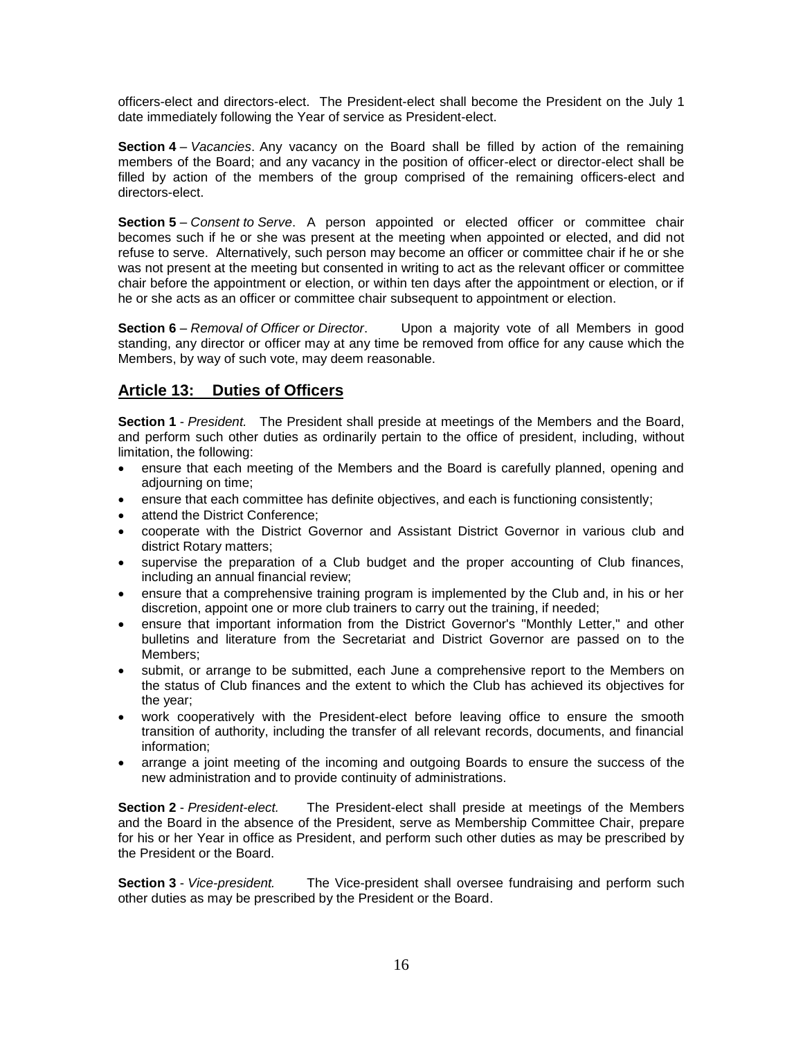officers-elect and directors-elect. The President-elect shall become the President on the July 1 date immediately following the Year of service as President-elect.

**Section 4** – *Vacancies*. Any vacancy on the Board shall be filled by action of the remaining members of the Board; and any vacancy in the position of officer-elect or director-elect shall be filled by action of the members of the group comprised of the remaining officers-elect and directors-elect.

**Section 5** – *Consent to Serve*. A person appointed or elected officer or committee chair becomes such if he or she was present at the meeting when appointed or elected, and did not refuse to serve. Alternatively, such person may become an officer or committee chair if he or she was not present at the meeting but consented in writing to act as the relevant officer or committee chair before the appointment or election, or within ten days after the appointment or election, or if he or she acts as an officer or committee chair subsequent to appointment or election.

**Section 6** – *Removal of Officer or Director*. Upon a majority vote of all Members in good standing, any director or officer may at any time be removed from office for any cause which the Members, by way of such vote, may deem reasonable.

## Article 13: Duties of Officers

**Section 1** - *President.* The President shall preside at meetings of the Members and the Board, and perform such other duties as ordinarily pertain to the office of president, including, without limitation, the following:

- ensure that each meeting of the Members and the Board is carefully planned, opening and adjourning on time;
- ensure that each committee has definite objectives, and each is functioning consistently;
- attend the District Conference;
- cooperate with the District Governor and Assistant District Governor in various club and district Rotary matters;
- supervise the preparation of a Club budget and the proper accounting of Club finances, including an annual financial review;
- ensure that a comprehensive training program is implemented by the Club and, in his or her discretion, appoint one or more club trainers to carry out the training, if needed;
- ensure that important information from the District Governor's "Monthly Letter," and other bulletins and literature from the Secretariat and District Governor are passed on to the Members;
- submit, or arrange to be submitted, each June a comprehensive report to the Members on the status of Club finances and the extent to which the Club has achieved its objectives for the year;
- work cooperatively with the President-elect before leaving office to ensure the smooth transition of authority, including the transfer of all relevant records, documents, and financial information;
- arrange a joint meeting of the incoming and outgoing Boards to ensure the success of the new administration and to provide continuity of administrations.

**Section 2** - *President-elect.* The President-elect shall preside at meetings of the Members and the Board in the absence of the President, serve as Membership Committee Chair, prepare for his or her Year in office as President, and perform such other duties as may be prescribed by the President or the Board.

**Section 3** - *Vice-president.* The Vice-president shall oversee fundraising and perform such other duties as may be prescribed by the President or the Board.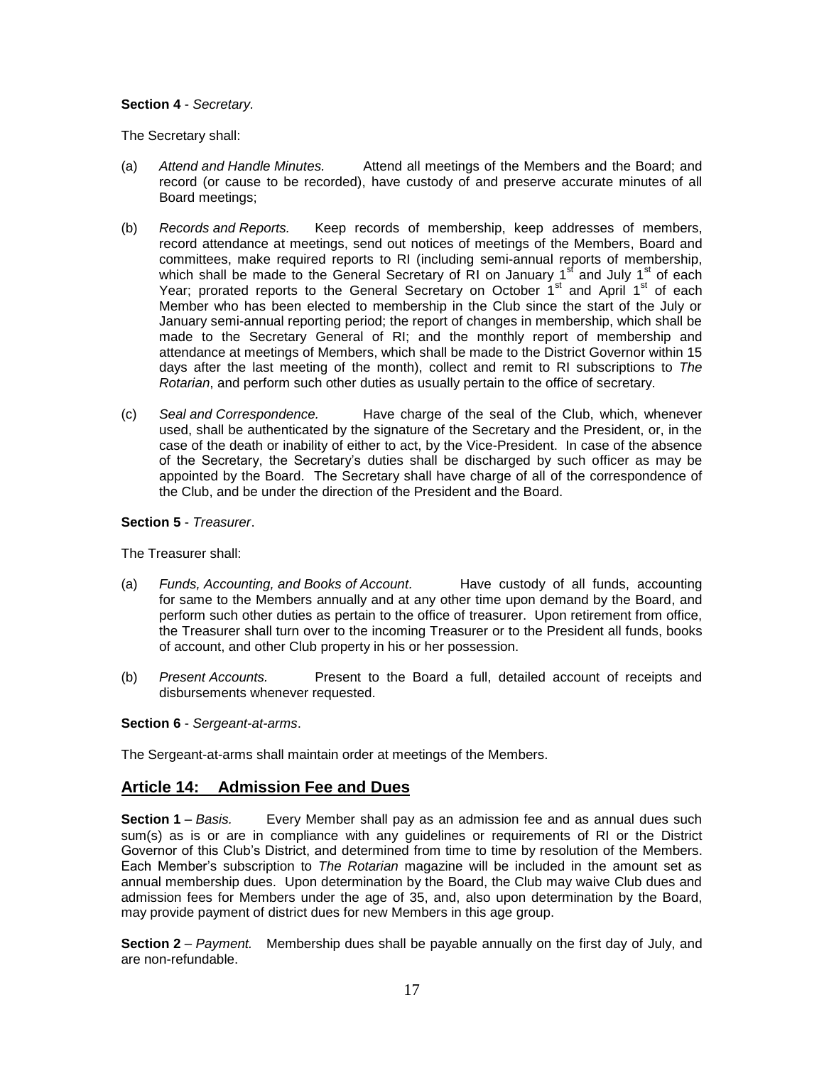**Section 4** - *Secretary.*

The Secretary shall:

(a) *Attend and Handle Minutes.* Attend all meetings of the Members and the Board; and record (or cause to be recorded), have custody of and preserve accurate minutes of all Board meetings;

(b) *Records and Reports.* Keep records of membership, keep addresses of members, record attendance at meetings, send out notices of meetings of the Members, Board and committees, make required reports to RI (including semi-annual reports of membership, which shall be made to the General Secretary of RI on January 1st and July 1st of each Year; prorated reports to the General Secretary on October 1st and April 1st of each Member who has been elected to membership in the Club since the start of the July or January semi-annual reporting period; the report of changes in membership, which shall be made to the Secretary General of RI; and the monthly report of membership and attendance at meetings of Members, which shall be made to the District Governor within 15 days after the last meeting of the month), collect and remit to RI subscriptions to *The Rotarian*, and perform such other duties as usually pertain to the office of secretary.

(c) *Seal and Correspondence.* Have charge of the seal of the Club, which, whenever used, shall be authenticated by the signature of the Secretary and the President, or, in the case of the death or inability of either to act, by the Vice-President. In case of the absence of the Secretary, the Secretary's duties shall be discharged by such officer as may be appointed by the Board. The Secretary shall have charge of all of the correspondence of the Club, and be under the direction of the President and the Board.

**Section 5** - *Treasurer*.

The Treasurer shall:

(a) *Funds, Accounting, and Books of Account.* Have custody of all funds, accounting for same to the Members annually and at any other time upon demand by the Board, and perform such other duties as pertain to the office of treasurer. Upon retirement from office, the Treasurer shall turn over to the incoming Treasurer or to the President all funds, books of account, and other Club property in his or her possession.

(b) *Present Accounts.* Present to the Board a full, detailed account of receipts and disbursements whenever requested.

**Section 6** - *Sergeant-at-arms*.

The Sergeant-at-arms shall maintain order at meetings of the Members.

## Article 14: Admission Fee and Dues

**Section 1** – *Basis.* Every Member shall pay as an admission fee and as annual dues such sum(s) as is or are in compliance with any guidelines or requirements of RI or the District Governor of this Club's District, and determined from time to time by resolution of the Members. Each Member's subscription to *The Rotarian* magazine will be included in the amount set as annual membership dues. Upon determination by the Board, the Club may waive Club dues and admission fees for Members under the age of 35, and, also upon determination by the Board, may provide payment of district dues for new Members in this age group.

**Section 2** – *Payment.* Membership dues shall be payable annually on the first day of July, and are non-refundable.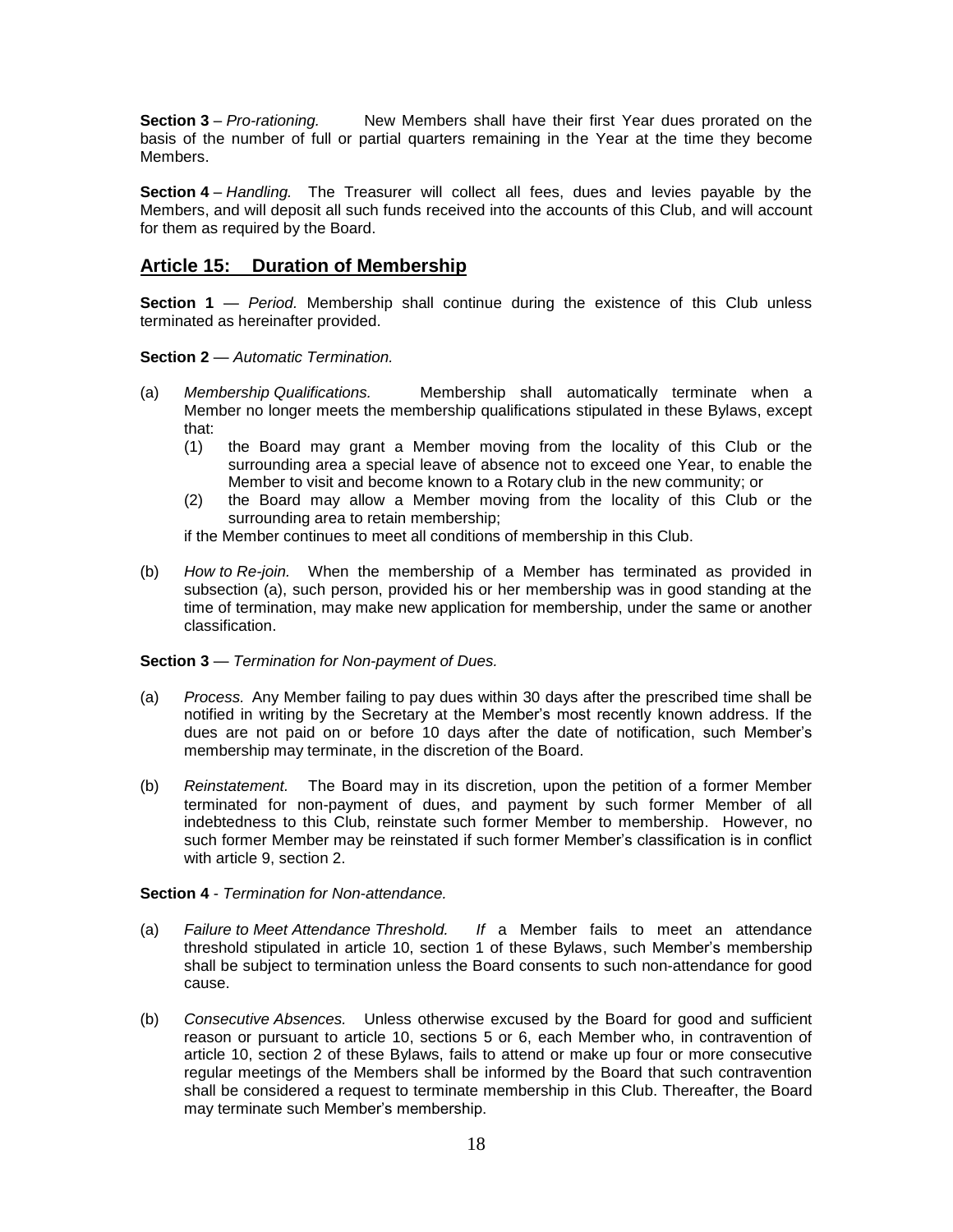**Section 3** – *Pro-rationing.* New Members shall have their first Year dues prorated on the basis of the number of full or partial quarters remaining in the Year at the time they become Members.

**Section 4** – *Handling.* The Treasurer will collect all fees, dues and levies payable by the Members, and will deposit all such funds received into the accounts of this Club, and will account for them as required by the Board.

## Article 15: Duration of Membership

**Section 1** — *Period.* Membership shall continue during the existence of this Club unless terminated as hereinafter provided.

**Section 2** — *Automatic Termination.*

(a) *Membership Qualifications.* Membership shall automatically terminate when a Member no longer meets the membership qualifications stipulated in these Bylaws, except that:

(1) the Board may grant a Member moving from the locality of this Club or the surrounding area a special leave of absence not to exceed one Year, to enable the Member to visit and become known to a Rotary club in the new community; or

(2) the Board may allow a Member moving from the locality of this Club or the surrounding area to retain membership;

if the Member continues to meet all conditions of membership in this Club.

(b) *How to Re-join.* When the membership of a Member has terminated as provided in subsection (a), such person, provided his or her membership was in good standing at the time of termination, may make new application for membership, under the same or another classification.

**Section 3** — *Termination for Non-payment of Dues.*

(a) *Process.* Any Member failing to pay dues within 30 days after the prescribed time shall be notified in writing by the Secretary at the Member's most recently known address. If the dues are not paid on or before 10 days after the date of notification, such Member's membership may terminate, in the discretion of the Board.

(b) *Reinstatement.* The Board may in its discretion, upon the petition of a former Member terminated for non-payment of dues, and payment by such former Member of all indebtedness to this Club, reinstate such former Member to membership. However, no such former Member may be reinstated if such former Member's classification is in conflict with article 9, section 2.

**Section 4** - *Termination for Non-attendance.*

(a) *Failure to Meet Attendance Threshold. If* a Member fails to meet an attendance threshold stipulated in article 10, section 1 of these Bylaws, such Member's membership shall be subject to termination unless the Board consents to such non-attendance for good cause.

(b) *Consecutive Absences.* Unless otherwise excused by the Board for good and sufficient reason or pursuant to article 10, sections 5 or 6, each Member who, in contravention of article 10, section 2 of these Bylaws, fails to attend or make up four or more consecutive regular meetings of the Members shall be informed by the Board that such contravention shall be considered a request to terminate membership in this Club. Thereafter, the Board may terminate such Member's membership.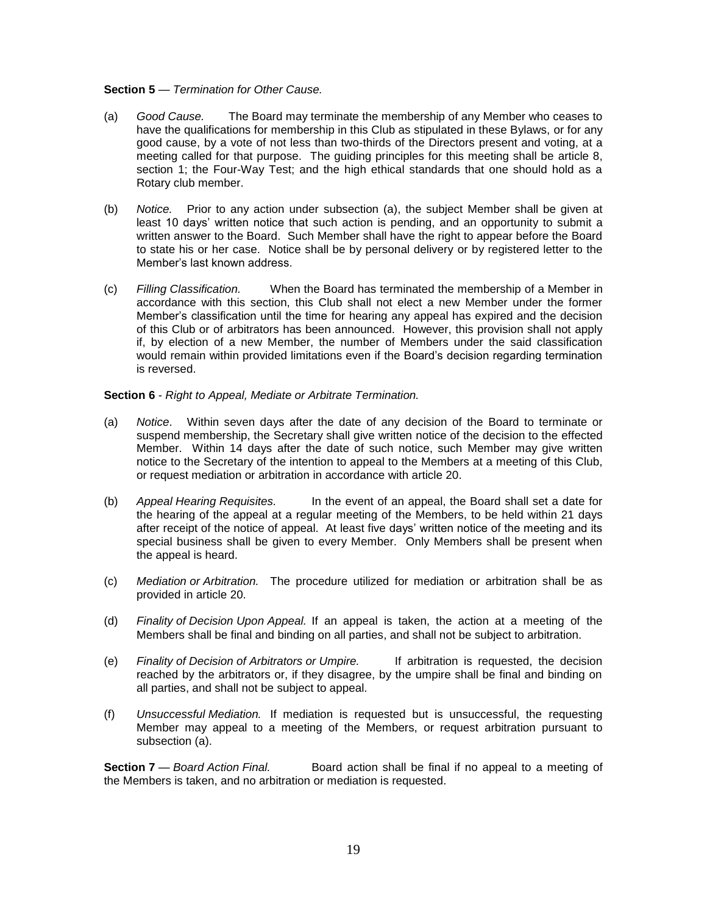**Section 5** — *Termination for Other Cause.*

(a) *Good Cause.* The Board may terminate the membership of any Member who ceases to have the qualifications for membership in this Club as stipulated in these Bylaws, or for any good cause, by a vote of not less than two-thirds of the Directors present and voting, at a meeting called for that purpose. The guiding principles for this meeting shall be article 8, section 1; the Four-Way Test; and the high ethical standards that one should hold as a Rotary club member.

(b) *Notice.* Prior to any action under subsection (a), the subject Member shall be given at least 10 days' written notice that such action is pending, and an opportunity to submit a written answer to the Board. Such Member shall have the right to appear before the Board to state his or her case. Notice shall be by personal delivery or by registered letter to the Member's last known address.

(c) *Filling Classification.* When the Board has terminated the membership of a Member in accordance with this section, this Club shall not elect a new Member under the former Member's classification until the time for hearing any appeal has expired and the decision of this Club or of arbitrators has been announced. However, this provision shall not apply if, by election of a new Member, the number of Members under the said classification would remain within provided limitations even if the Board's decision regarding termination is reversed.

**Section 6** - *Right to Appeal, Mediate or Arbitrate Termination.*

(a) *Notice*. Within seven days after the date of any decision of the Board to terminate or suspend membership, the Secretary shall give written notice of the decision to the effected Member. Within 14 days after the date of such notice, such Member may give written notice to the Secretary of the intention to appeal to the Members at a meeting of this Club, or request mediation or arbitration in accordance with article 20.

(b) *Appeal Hearing Requisites.* In the event of an appeal, the Board shall set a date for the hearing of the appeal at a regular meeting of the Members, to be held within 21 days after receipt of the notice of appeal. At least five days' written notice of the meeting and its special business shall be given to every Member. Only Members shall be present when the appeal is heard.

(c) *Mediation or Arbitration.* The procedure utilized for mediation or arbitration shall be as provided in article 20.

(d) *Finality of Decision Upon Appeal.* If an appeal is taken, the action at a meeting of the Members shall be final and binding on all parties, and shall not be subject to arbitration.

(e) *Finality of Decision of Arbitrators or Umpire.* If arbitration is requested, the decision reached by the arbitrators or, if they disagree, by the umpire shall be final and binding on all parties, and shall not be subject to appeal.

(f) *Unsuccessful Mediation.* If mediation is requested but is unsuccessful, the requesting Member may appeal to a meeting of the Members, or request arbitration pursuant to subsection (a).

**Section 7** — *Board Action Final.* Board action shall be final if no appeal to a meeting of the Members is taken, and no arbitration or mediation is requested.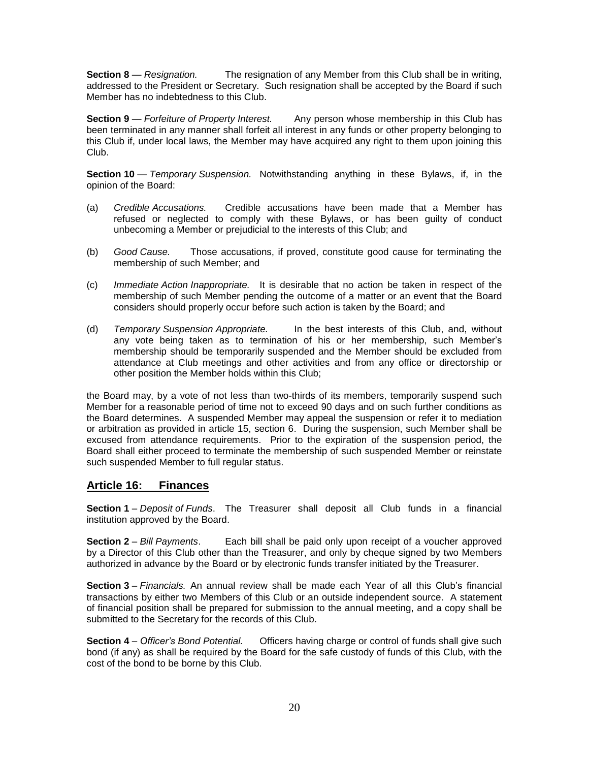**Section 8** — *Resignation.* The resignation of any Member from this Club shall be in writing, addressed to the President or Secretary. Such resignation shall be accepted by the Board if such Member has no indebtedness to this Club.

**Section 9** — *Forfeiture of Property Interest.* Any person whose membership in this Club has been terminated in any manner shall forfeit all interest in any funds or other property belonging to this Club if, under local laws, the Member may have acquired any right to them upon joining this Club.

**Section 10** — *Temporary Suspension.* Notwithstanding anything in these Bylaws, if, in the opinion of the Board:

(a) *Credible Accusations.* Credible accusations have been made that a Member has refused or neglected to comply with these Bylaws, or has been guilty of conduct unbecoming a Member or prejudicial to the interests of this Club; and

(b) *Good Cause.* Those accusations, if proved, constitute good cause for terminating the membership of such Member; and

(c) *Immediate Action Inappropriate.* It is desirable that no action be taken in respect of the membership of such Member pending the outcome of a matter or an event that the Board considers should properly occur before such action is taken by the Board; and

(d) *Temporary Suspension Appropriate.* In the best interests of this Club, and, without any vote being taken as to termination of his or her membership, such Member's membership should be temporarily suspended and the Member should be excluded from attendance at Club meetings and other activities and from any office or directorship or other position the Member holds within this Club;

the Board may, by a vote of not less than two-thirds of its members, temporarily suspend such Member for a reasonable period of time not to exceed 90 days and on such further conditions as the Board determines. A suspended Member may appeal the suspension or refer it to mediation or arbitration as provided in article 15, section 6. During the suspension, such Member shall be excused from attendance requirements. Prior to the expiration of the suspension period, the Board shall either proceed to terminate the membership of such suspended Member or reinstate such suspended Member to full regular status.

## Article 16: Finances

**Section 1** – *Deposit of Funds*. The Treasurer shall deposit all Club funds in a financial institution approved by the Board.

**Section 2** – *Bill Payments*. Each bill shall be paid only upon receipt of a voucher approved by a Director of this Club other than the Treasurer, and only by cheque signed by two Members authorized in advance by the Board or by electronic funds transfer initiated by the Treasurer.

**Section 3** – *Financials.* An annual review shall be made each Year of all this Club's financial transactions by either two Members of this Club or an outside independent source. A statement of financial position shall be prepared for submission to the annual meeting, and a copy shall be submitted to the Secretary for the records of this Club.

**Section 4** – *Officer's Bond Potential.* Officers having charge or control of funds shall give such bond (if any) as shall be required by the Board for the safe custody of funds of this Club, with the cost of the bond to be borne by this Club.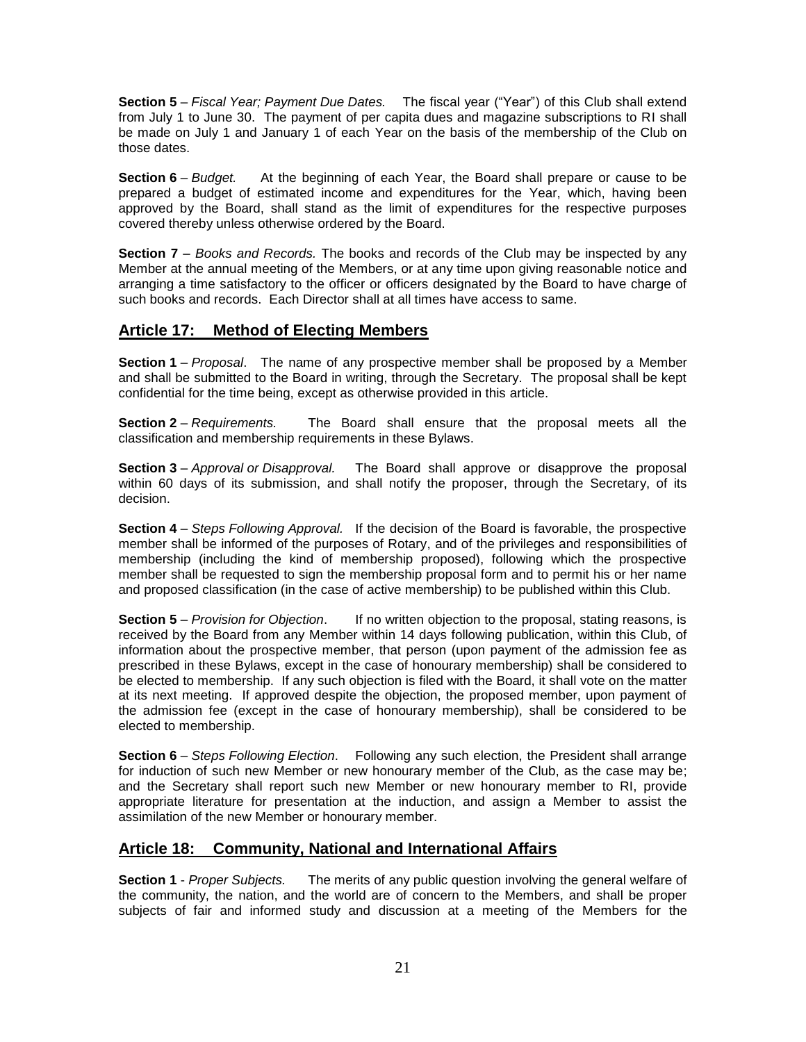**Section 5** – *Fiscal Year; Payment Due Dates.* The fiscal year ("Year") of this Club shall extend from July 1 to June 30. The payment of per capita dues and magazine subscriptions to RI shall be made on July 1 and January 1 of each Year on the basis of the membership of the Club on those dates.

**Section 6** – *Budget.* At the beginning of each Year, the Board shall prepare or cause to be prepared a budget of estimated income and expenditures for the Year, which, having been approved by the Board, shall stand as the limit of expenditures for the respective purposes covered thereby unless otherwise ordered by the Board.

**Section 7** – *Books and Records.* The books and records of the Club may be inspected by any Member at the annual meeting of the Members, or at any time upon giving reasonable notice and arranging a time satisfactory to the officer or officers designated by the Board to have charge of such books and records. Each Director shall at all times have access to same.

## Article 17: Method of Electing Members

**Section 1** – *Proposal*. The name of any prospective member shall be proposed by a Member and shall be submitted to the Board in writing, through the Secretary. The proposal shall be kept confidential for the time being, except as otherwise provided in this article.

**Section 2** – *Requirements.* The Board shall ensure that the proposal meets all the classification and membership requirements in these Bylaws.

**Section 3** – *Approval or Disapproval.* The Board shall approve or disapprove the proposal within 60 days of its submission, and shall notify the proposer, through the Secretary, of its decision.

**Section 4** – *Steps Following Approval.* If the decision of the Board is favorable, the prospective member shall be informed of the purposes of Rotary, and of the privileges and responsibilities of membership (including the kind of membership proposed), following which the prospective member shall be requested to sign the membership proposal form and to permit his or her name and proposed classification (in the case of active membership) to be published within this Club.

**Section 5** – *Provision for Objection*. If no written objection to the proposal, stating reasons, is received by the Board from any Member within 14 days following publication, within this Club, of information about the prospective member, that person (upon payment of the admission fee as prescribed in these Bylaws, except in the case of honourary membership) shall be considered to be elected to membership. If any such objection is filed with the Board, it shall vote on the matter at its next meeting. If approved despite the objection, the proposed member, upon payment of the admission fee (except in the case of honourary membership), shall be considered to be elected to membership.

**Section 6** – *Steps Following Election*. Following any such election, the President shall arrange for induction of such new Member or new honourary member of the Club, as the case may be; and the Secretary shall report such new Member or new honourary member to RI, provide appropriate literature for presentation at the induction, and assign a Member to assist the assimilation of the new Member or honourary member.

## Article 18: Community, National and International Affairs

**Section 1** - *Proper Subjects.* The merits of any public question involving the general welfare of the community, the nation, and the world are of concern to the Members, and shall be proper subjects of fair and informed study and discussion at a meeting of the Members for the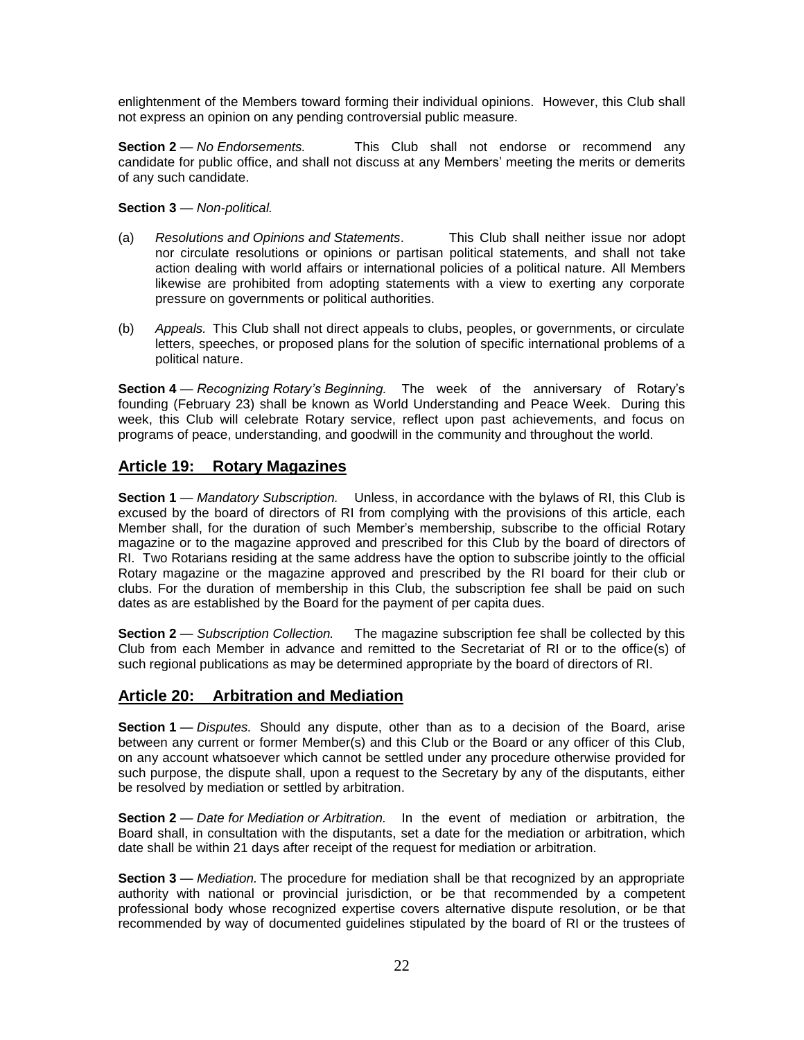enlightenment of the Members toward forming their individual opinions. However, this Club shall not express an opinion on any pending controversial public measure.

**Section 2** — *No Endorsements.* This Club shall not endorse or recommend any candidate for public office, and shall not discuss at any Members' meeting the merits or demerits of any such candidate.

**Section 3** — *Non-political.*

(a) *Resolutions and Opinions and Statements*. This Club shall neither issue nor adopt nor circulate resolutions or opinions or partisan political statements, and shall not take action dealing with world affairs or international policies of a political nature. All Members likewise are prohibited from adopting statements with a view to exerting any corporate pressure on governments or political authorities.

(b) *Appeals.* This Club shall not direct appeals to clubs, peoples, or governments, or circulate letters, speeches, or proposed plans for the solution of specific international problems of a political nature.

**Section 4** — *Recognizing Rotary's Beginning.* The week of the anniversary of Rotary's founding (February 23) shall be known as World Understanding and Peace Week. During this week, this Club will celebrate Rotary service, reflect upon past achievements, and focus on programs of peace, understanding, and goodwill in the community and throughout the world.

## Article 19: Rotary Magazines

**Section 1** — *Mandatory Subscription.* Unless, in accordance with the bylaws of RI, this Club is excused by the board of directors of RI from complying with the provisions of this article, each Member shall, for the duration of such Member's membership, subscribe to the official Rotary magazine or to the magazine approved and prescribed for this Club by the board of directors of RI. Two Rotarians residing at the same address have the option to subscribe jointly to the official Rotary magazine or the magazine approved and prescribed by the RI board for their club or clubs. For the duration of membership in this Club, the subscription fee shall be paid on such dates as are established by the Board for the payment of per capita dues.

**Section 2** — *Subscription Collection.* The magazine subscription fee shall be collected by this Club from each Member in advance and remitted to the Secretariat of RI or to the office(s) of such regional publications as may be determined appropriate by the board of directors of RI.

## Article 20: Arbitration and Mediation

**Section 1** — *Disputes.* Should any dispute, other than as to a decision of the Board, arise between any current or former Member(s) and this Club or the Board or any officer of this Club, on any account whatsoever which cannot be settled under any procedure otherwise provided for such purpose, the dispute shall, upon a request to the Secretary by any of the disputants, either be resolved by mediation or settled by arbitration.

**Section 2** — *Date for Mediation or Arbitration.* In the event of mediation or arbitration, the Board shall, in consultation with the disputants, set a date for the mediation or arbitration, which date shall be within 21 days after receipt of the request for mediation or arbitration.

**Section 3** — *Mediation.* The procedure for mediation shall be that recognized by an appropriate authority with national or provincial jurisdiction, or be that recommended by a competent professional body whose recognized expertise covers alternative dispute resolution, or be that recommended by way of documented guidelines stipulated by the board of RI or the trustees of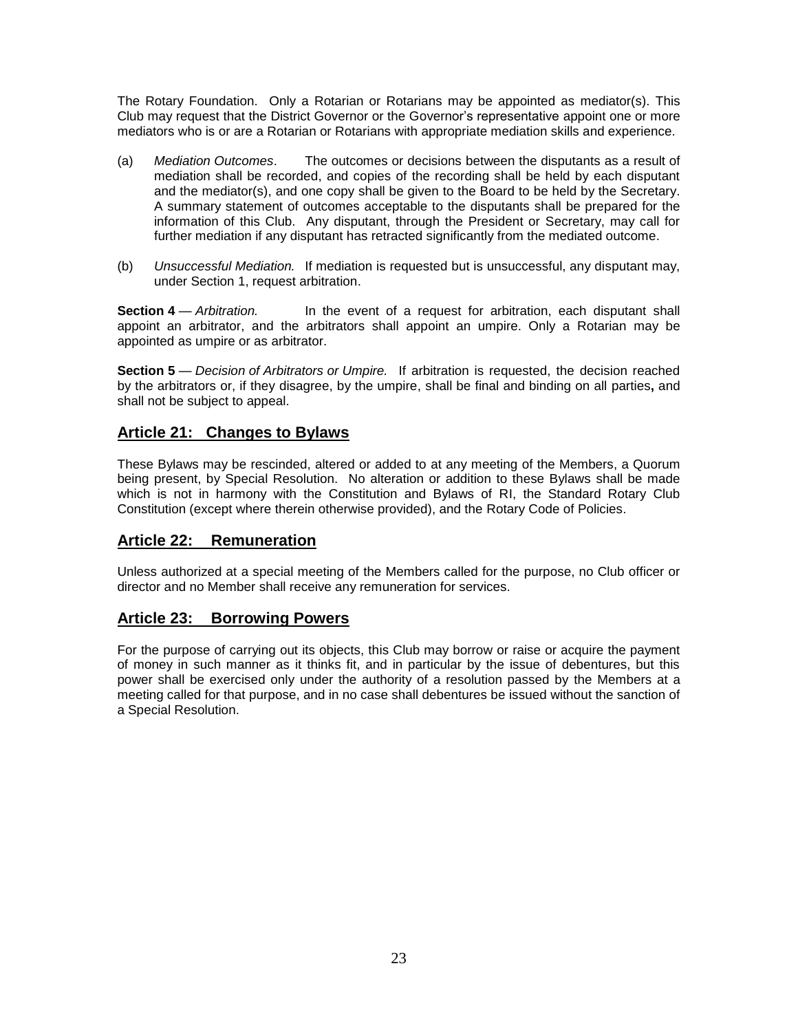The Rotary Foundation. Only a Rotarian or Rotarians may be appointed as mediator(s). This Club may request that the District Governor or the Governor's representative appoint one or more mediators who is or are a Rotarian or Rotarians with appropriate mediation skills and experience.

(a) *Mediation Outcomes*. The outcomes or decisions between the disputants as a result of mediation shall be recorded, and copies of the recording shall be held by each disputant and the mediator(s), and one copy shall be given to the Board to be held by the Secretary. A summary statement of outcomes acceptable to the disputants shall be prepared for the information of this Club. Any disputant, through the President or Secretary, may call for further mediation if any disputant has retracted significantly from the mediated outcome.

(b) *Unsuccessful Mediation.* If mediation is requested but is unsuccessful, any disputant may, under Section 1, request arbitration.

**Section 4** — *Arbitration.* In the event of a request for arbitration, each disputant shall appoint an arbitrator, and the arbitrators shall appoint an umpire. Only a Rotarian may be appointed as umpire or as arbitrator.

**Section 5** — *Decision of Arbitrators or Umpire.* If arbitration is requested, the decision reached by the arbitrators or, if they disagree, by the umpire, shall be final and binding on all parties**,** and shall not be subject to appeal.

## Article 21: Changes to Bylaws

These Bylaws may be rescinded, altered or added to at any meeting of the Members, a Quorum being present, by Special Resolution. No alteration or addition to these Bylaws shall be made which is not in harmony with the Constitution and Bylaws of RI, the Standard Rotary Club Constitution (except where therein otherwise provided), and the Rotary Code of Policies.

## Article 22: Remuneration

Unless authorized at a special meeting of the Members called for the purpose, no Club officer or director and no Member shall receive any remuneration for services.

## Article 23: Borrowing Powers

For the purpose of carrying out its objects, this Club may borrow or raise or acquire the payment of money in such manner as it thinks fit, and in particular by the issue of debentures, but this power shall be exercised only under the authority of a resolution passed by the Members at a meeting called for that purpose, and in no case shall debentures be issued without the sanction of a Special Resolution.